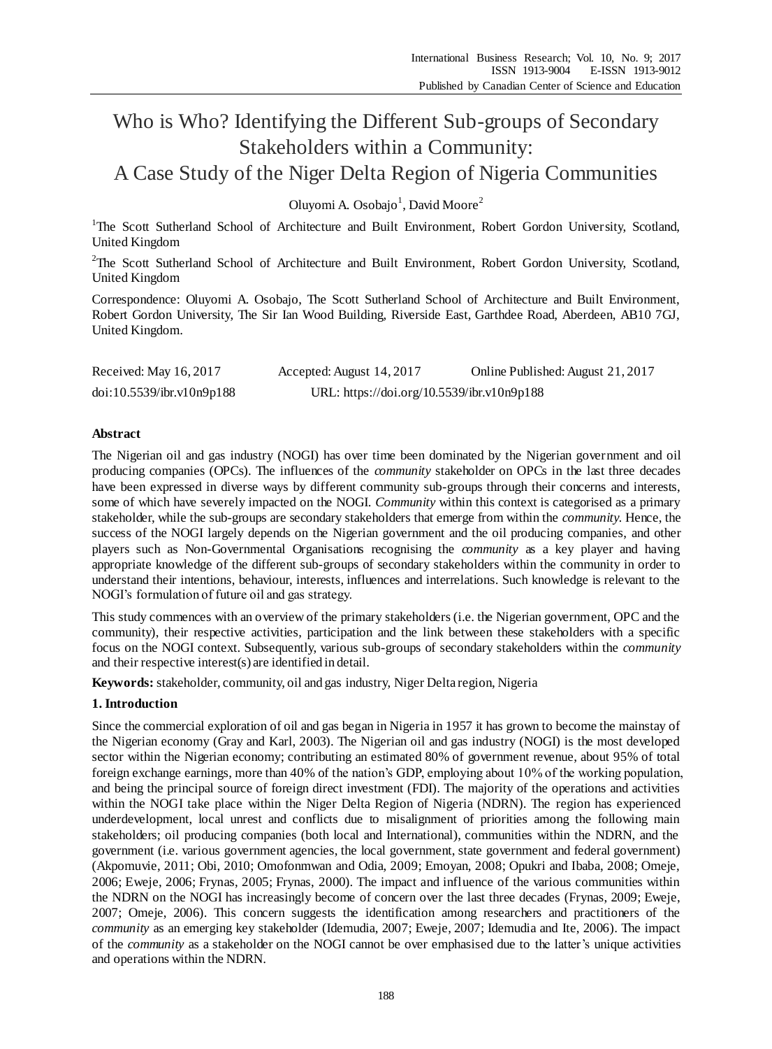# Who is Who? Identifying the Different Sub-groups of Secondary Stakeholders within a Community: A Case Study of the Niger Delta Region of Nigeria Communities

Oluyomi A. Osobajo[1], David Moore[2]

[1]The Scott Sutherland School of Architecture and Built Environment, Robert Gordon University, Scotland, United Kingdom

[2]The Scott Sutherland School of Architecture and Built Environment, Robert Gordon University, Scotland, United Kingdom

Correspondence: Oluyomi A. Osobajo, The Scott Sutherland School of Architecture and Built Environment, Robert Gordon University, The Sir Ian Wood Building, Riverside East, Garthdee Road, Aberdeen, AB10 7GJ, United Kingdom.

Received: May 16, 2017 Accepted: August 14, 2017 Online Published: August 21, 2017

doi:10.5539/ibr.v10n9p188 URL: https://doi.org/10.5539/ibr.v10n9p188

## Abstract

The Nigerian oil and gas industry (NOGI) has over time been dominated by the Nigerian government and oil producing companies (OPCs). The influences of the *community* stakeholder on OPCs in the last three decades have been expressed in diverse ways by different community sub-groups through their concerns and interests, some of which have severely impacted on the NOGI. *Community* within this context is categorised as a primary stakeholder, while the sub-groups are secondary stakeholders that emerge from within the *community*. Hence, the success of the NOGI largely depends on the Nigerian government and the oil producing companies, and other players such as Non-Governmental Organisations recognising the *community* as a key player and having appropriate knowledge of the different sub-groups of secondary stakeholders within the community in order to understand their intentions, behaviour, interests, influences and interrelations. Such knowledge is relevant to the NOGI's formulation of future oil and gas strategy.

This study commences with an overview of the primary stakeholders (i.e. the Nigerian government, OPC and the community), their respective activities, participation and the link between these stakeholders with a specific focus on the NOGI context. Subsequently, various sub-groups of secondary stakeholders within the *community* and their respective interest(s) are identified in detail.

**Keywords:** stakeholder, community, oil and gas industry, Niger Delta region, Nigeria

## 1. Introduction

Since the commercial exploration of oil and gas began in Nigeria in 1957 it has grown to become the mainstay of the Nigerian economy (Gray and Karl, 2003). The Nigerian oil and gas industry (NOGI) is the most developed sector within the Nigerian economy; contributing an estimated 80% of government revenue, about 95% of total foreign exchange earnings, more than 40% of the nation's GDP, employing about 10% of the working population, and being the principal source of foreign direct investment (FDI). The majority of the operations and activities within the NOGI take place within the Niger Delta Region of Nigeria (NDRN). The region has experienced underdevelopment, local unrest and conflicts due to misalignment of priorities among the following main stakeholders; oil producing companies (both local and International), communities within the NDRN, and the government (i.e. various government agencies, the local government, state government and federal government) (Akpomuvie, 2011; Obi, 2010; Omofonmwan and Odia, 2009; Emoyan, 2008; Opukri and Ibaba, 2008; Omeje, 2006; Eweje, 2006; Frynas, 2005; Frynas, 2000). The impact and influence of the various communities within the NDRN on the NOGI has increasingly become of concern over the last three decades (Frynas, 2009; Eweje, 2007; Omeje, 2006). This concern suggests the identification among researchers and practitioners of the *community* as an emerging key stakeholder (Idemudia, 2007; Eweje, 2007; Idemudia and Ite, 2006). The impact of the *community* as a stakeholder on the NOGI cannot be over emphasised due to the latter's unique activities and operations within the NDRN.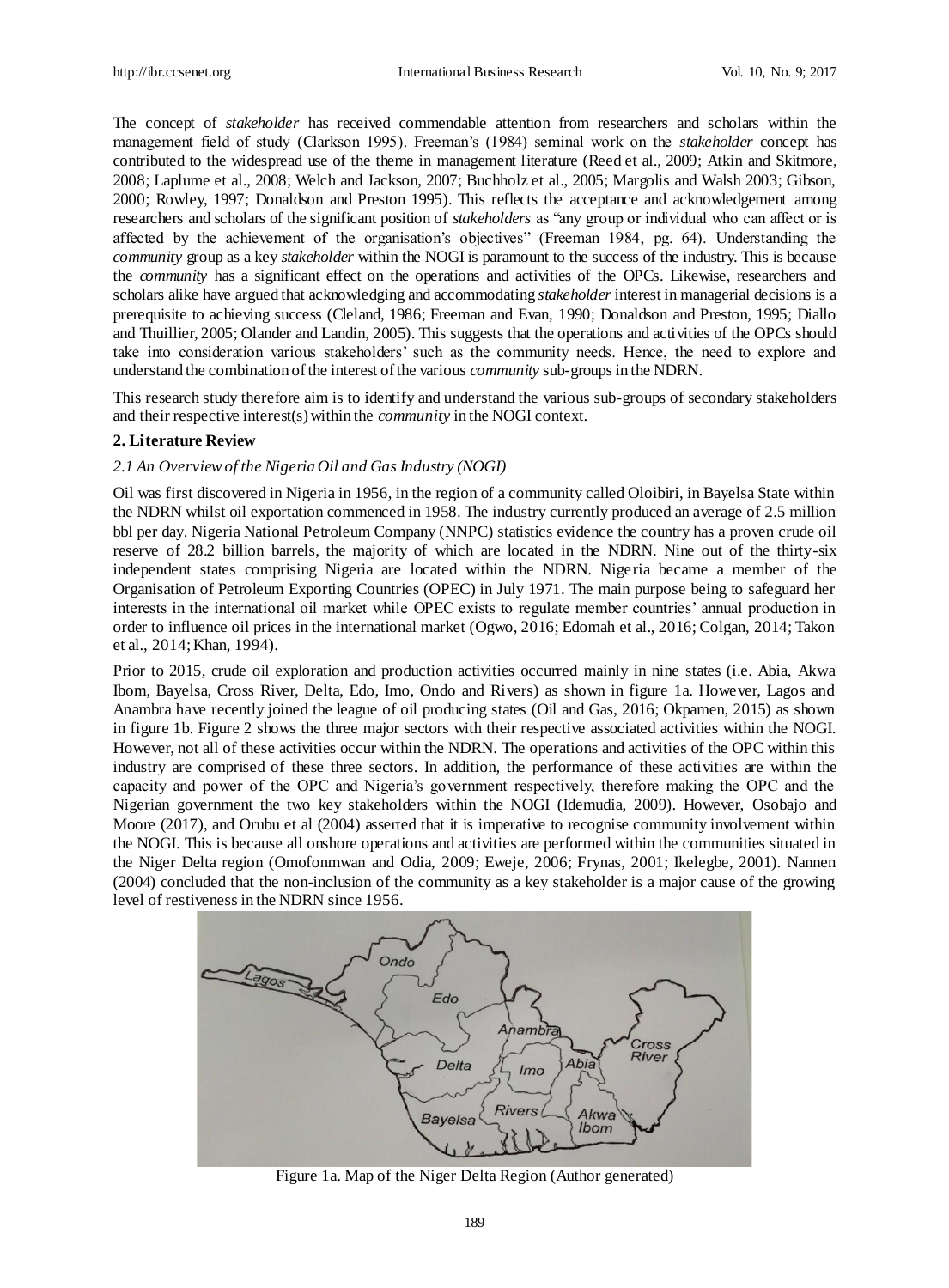The concept of *stakeholder* has received commendable attention from researchers and scholars within the management field of study (Clarkson 1995). Freeman's (1984) seminal work on the *stakeholder* concept has contributed to the widespread use of the theme in management literature (Reed et al., 2009; Atkin and Skitmore, 2008; Laplume et al., 2008; Welch and Jackson, 2007; Buchholz et al., 2005; Margolis and Walsh 2003; Gibson, 2000; Rowley, 1997; Donaldson and Preston 1995). This reflects the acceptance and acknowledgement among researchers and scholars of the significant position of *stakeholders* as "any group or individual who can affect or is affected by the achievement of the organisation's objectives" (Freeman 1984, pg. 64). Understanding the *community* group as a key *stakeholder* within the NOGI is paramount to the success of the industry. This is because the *community* has a significant effect on the operations and activities of the OPCs. Likewise, researchers and scholars alike have argued that acknowledging and accommodating *stakeholder* interest in managerial decisions is a prerequisite to achieving success (Cleland, 1986; Freeman and Evan, 1990; Donaldson and Preston, 1995; Diallo and Thuillier, 2005; Olander and Landin, 2005). This suggests that the operations and activities of the OPCs should take into consideration various stakeholders' such as the community needs. Hence, the need to explore and understand the combination of the interest of the various *community* sub-groups in the NDRN.

This research study therefore aim is to identify and understand the various sub-groups of secondary stakeholders and their respective interest(s) within the *community* in the NOGI context.

## 2. Literature Review

### *2.1 An Overview of the Nigeria Oil and Gas Industry (NOGI)*

Oil was first discovered in Nigeria in 1956, in the region of a community called Oloibiri, in Bayelsa State within the NDRN whilst oil exportation commenced in 1958. The industry currently produced an average of 2.5 million bbl per day. Nigeria National Petroleum Company (NNPC) statistics evidence the country has a proven crude oil reserve of 28.2 billion barrels, the majority of which are located in the NDRN. Nine out of the thirty-six independent states comprising Nigeria are located within the NDRN. Nigeria became a member of the Organisation of Petroleum Exporting Countries (OPEC) in July 1971. The main purpose being to safeguard her interests in the international oil market while OPEC exists to regulate member countries' annual production in order to influence oil prices in the international market (Ogwo, 2016; Edomah et al., 2016; Colgan, 2014; Takon et al., 2014; Khan, 1994).

Prior to 2015, crude oil exploration and production activities occurred mainly in nine states (i.e. Abia, Akwa Ibom, Bayelsa, Cross River, Delta, Edo, Imo, Ondo and Rivers) as shown in figure 1a. However, Lagos and Anambra have recently joined the league of oil producing states (Oil and Gas, 2016; Okpamen, 2015) as shown in figure 1b. Figure 2 shows the three major sectors with their respective associated activities within the NOGI. However, not all of these activities occur within the NDRN. The operations and activities of the OPC within this industry are comprised of these three sectors. In addition, the performance of these activities are within the capacity and power of the OPC and Nigeria's government respectively, therefore making the OPC and the Nigerian government the two key stakeholders within the NOGI (Idemudia, 2009). However, Osobajo and Moore (2017), and Orubu et al (2004) asserted that it is imperative to recognise community involvement within the NOGI. This is because all onshore operations and activities are performed within the communities situated in the Niger Delta region (Omofonmwan and Odia, 2009; Eweje, 2006; Frynas, 2001; Ikelegbe, 2001). Nannen (2004) concluded that the non-inclusion of the community as a key stakeholder is a major cause of the growing level of restiveness in the NDRN since 1956.

Figure 1a. Map of the Niger Delta Region (Author generated)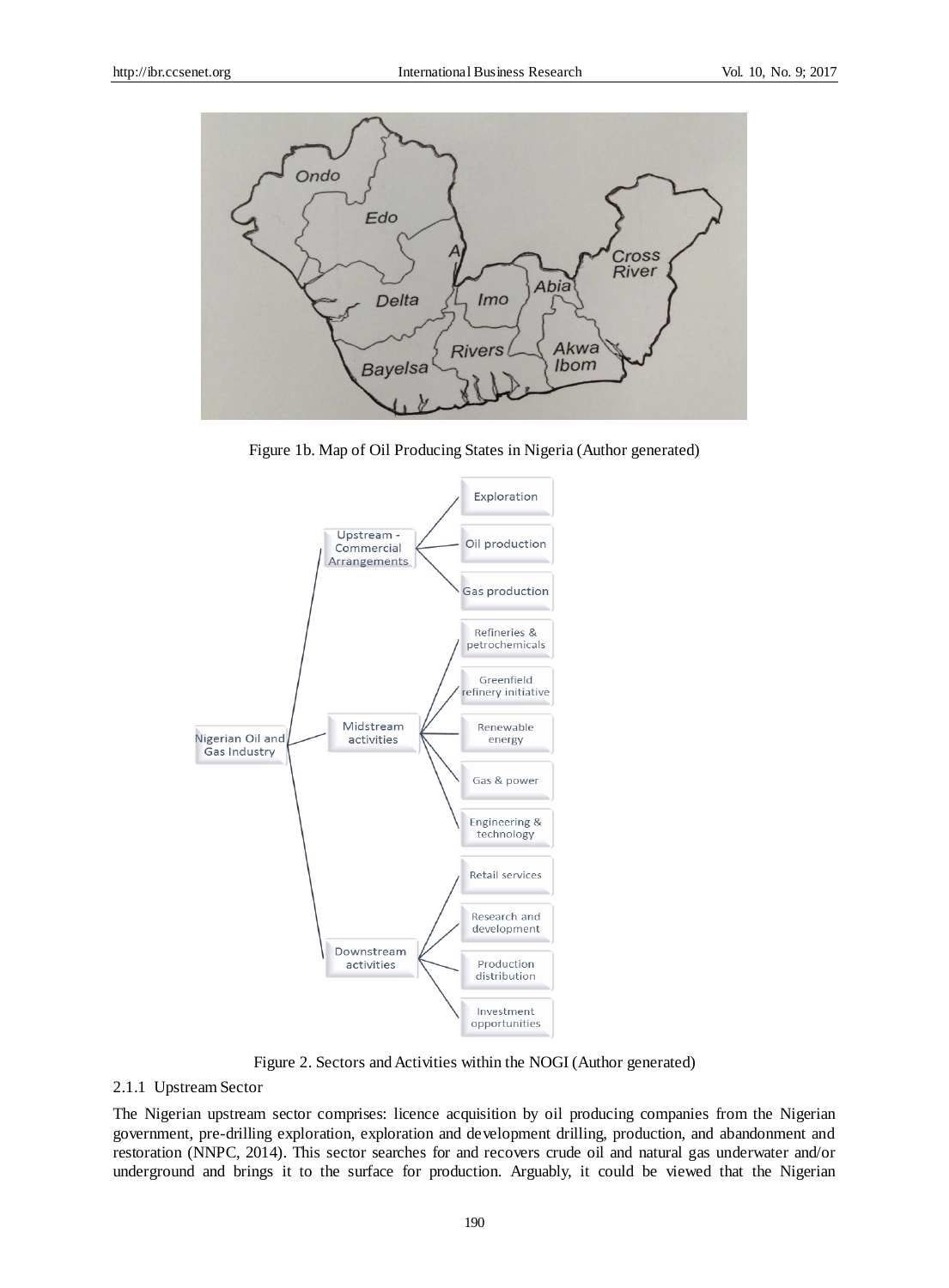Figure 1b. Map of Oil Producing States in Nigeria (Author generated)

Figure 2. Sectors and Activities within the NOGI (Author generated)

#### 2.1.1 Upstream Sector

The Nigerian upstream sector comprises: licence acquisition by oil producing companies from the Nigerian government, pre-drilling exploration, exploration and development drilling, production, and abandonment and restoration (NNPC, 2014). This sector searches for and recovers crude oil and natural gas underwater and/or underground and brings it to the surface for production. Arguably, it could be viewed that the Nigerian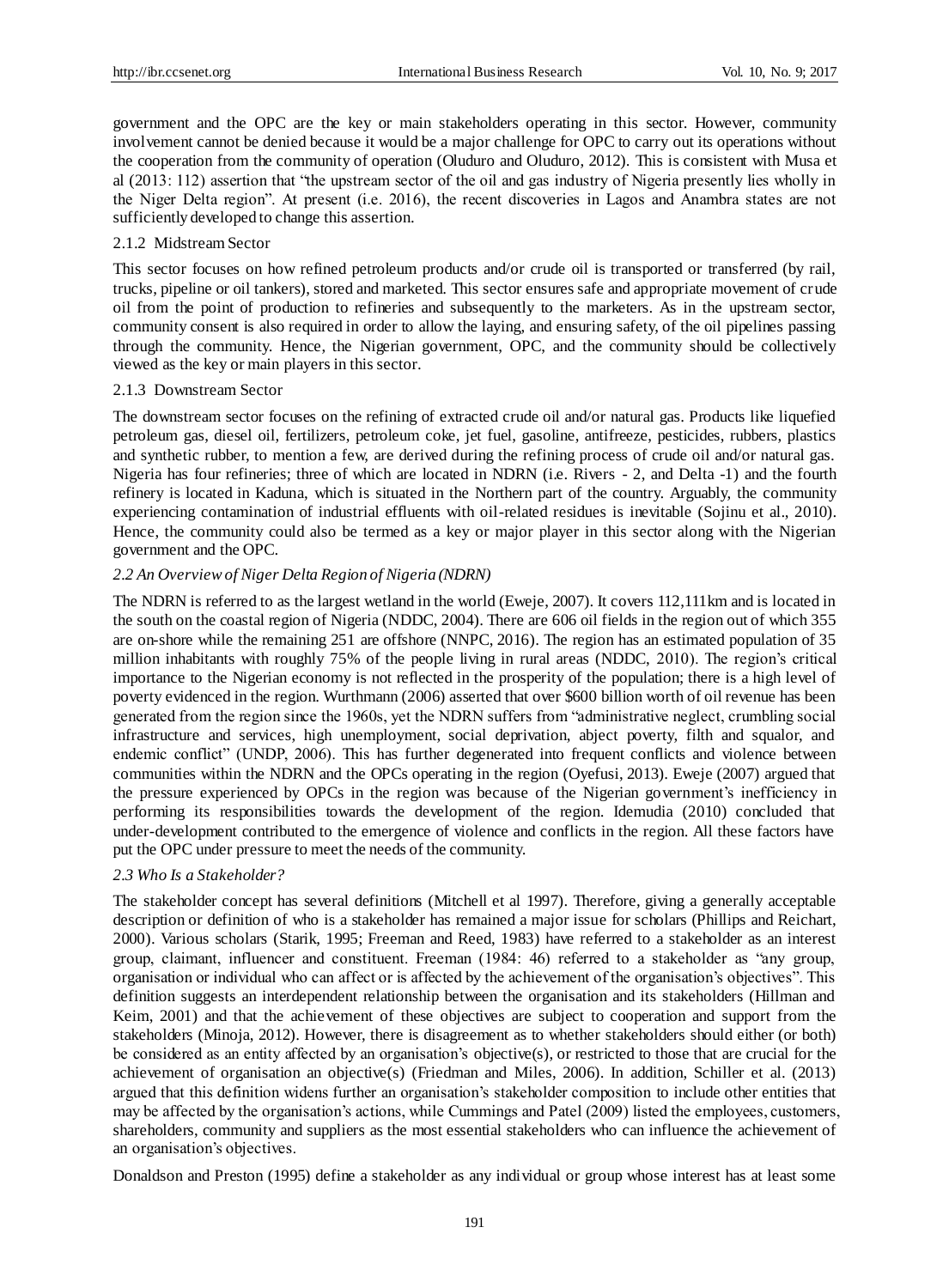government and the OPC are the key or main stakeholders operating in this sector. However, community involvement cannot be denied because it would be a major challenge for OPC to carry out its operations without the cooperation from the community of operation (Oluduro and Oluduro, 2012). This is consistent with Musa et al (2013: 112) assertion that "the upstream sector of the oil and gas industry of Nigeria presently lies wholly in the Niger Delta region". At present (i.e. 2016), the recent discoveries in Lagos and Anambra states are not sufficiently developed to change this assertion.

#### 2.1.2 Midstream Sector

This sector focuses on how refined petroleum products and/or crude oil is transported or transferred (by rail, trucks, pipeline or oil tankers), stored and marketed. This sector ensures safe and appropriate movement of crude oil from the point of production to refineries and subsequently to the marketers. As in the upstream sector, community consent is also required in order to allow the laying, and ensuring safety, of the oil pipelines passing through the community. Hence, the Nigerian government, OPC, and the community should be collectively viewed as the key or main players in this sector.

#### 2.1.3 Downstream Sector

The downstream sector focuses on the refining of extracted crude oil and/or natural gas. Products like liquefied petroleum gas, diesel oil, fertilizers, petroleum coke, jet fuel, gasoline, antifreeze, pesticides, rubbers, plastics and synthetic rubber, to mention a few, are derived during the refining process of crude oil and/or natural gas. Nigeria has four refineries; three of which are located in NDRN (i.e. Rivers - 2, and Delta -1) and the fourth refinery is located in Kaduna, which is situated in the Northern part of the country. Arguably, the community experiencing contamination of industrial effluents with oil-related residues is inevitable (Sojinu et al., 2010). Hence, the community could also be termed as a key or major player in this sector along with the Nigerian government and the OPC.

### *2.2 An Overview of Niger Delta Region of Nigeria (NDRN)*

The NDRN is referred to as the largest wetland in the world (Eweje, 2007). It covers 112,111km and is located in the south on the coastal region of Nigeria (NDDC, 2004). There are 606 oil fields in the region out of which 355 are on-shore while the remaining 251 are offshore (NNPC, 2016). The region has an estimated population of 35 million inhabitants with roughly 75% of the people living in rural areas (NDDC, 2010). The region's critical importance to the Nigerian economy is not reflected in the prosperity of the population; there is a high level of poverty evidenced in the region. Wurthmann (2006) asserted that over $600 billion worth of oil revenue has been generated from the region since the 1960s, yet the NDRN suffers from "administrative neglect, crumbling social infrastructure and services, high unemployment, social deprivation, abject poverty, filth and squalor, and endemic conflict" (UNDP, 2006). This has further degenerated into frequent conflicts and violence between communities within the NDRN and the OPCs operating in the region (Oyefusi, 2013). Eweje (2007) argued that the pressure experienced by OPCs in the region was because of the Nigerian government's inefficiency in performing its responsibilities towards the development of the region. Idemudia (2010) concluded that under-development contributed to the emergence of violence and conflicts in the region. All these factors have put the OPC under pressure to meet the needs of the community.

### *2.3 Who Is a Stakeholder?*

The stakeholder concept has several definitions (Mitchell et al 1997). Therefore, giving a generally acceptable description or definition of who is a stakeholder has remained a major issue for scholars (Phillips and Reichart, 2000). Various scholars (Starik, 1995; Freeman and Reed, 1983) have referred to a stakeholder as an interest group, claimant, influencer and constituent. Freeman (1984: 46) referred to a stakeholder as "any group, organisation or individual who can affect or is affected by the achievement of the organisation's objectives". This definition suggests an interdependent relationship between the organisation and its stakeholders (Hillman and Keim, 2001) and that the achievement of these objectives are subject to cooperation and support from the stakeholders (Minoja, 2012). However, there is disagreement as to whether stakeholders should either (or both) be considered as an entity affected by an organisation's objective(s), or restricted to those that are crucial for the achievement of organisation an objective(s) (Friedman and Miles, 2006). In addition, Schiller et al. (2013) argued that this definition widens further an organisation's stakeholder composition to include other entities that may be affected by the organisation's actions, while Cummings and Patel (2009) listed the employees, customers, shareholders, community and suppliers as the most essential stakeholders who can influence the achievement of an organisation's objectives.

Donaldson and Preston (1995) define a stakeholder as any individual or group whose interest has at least some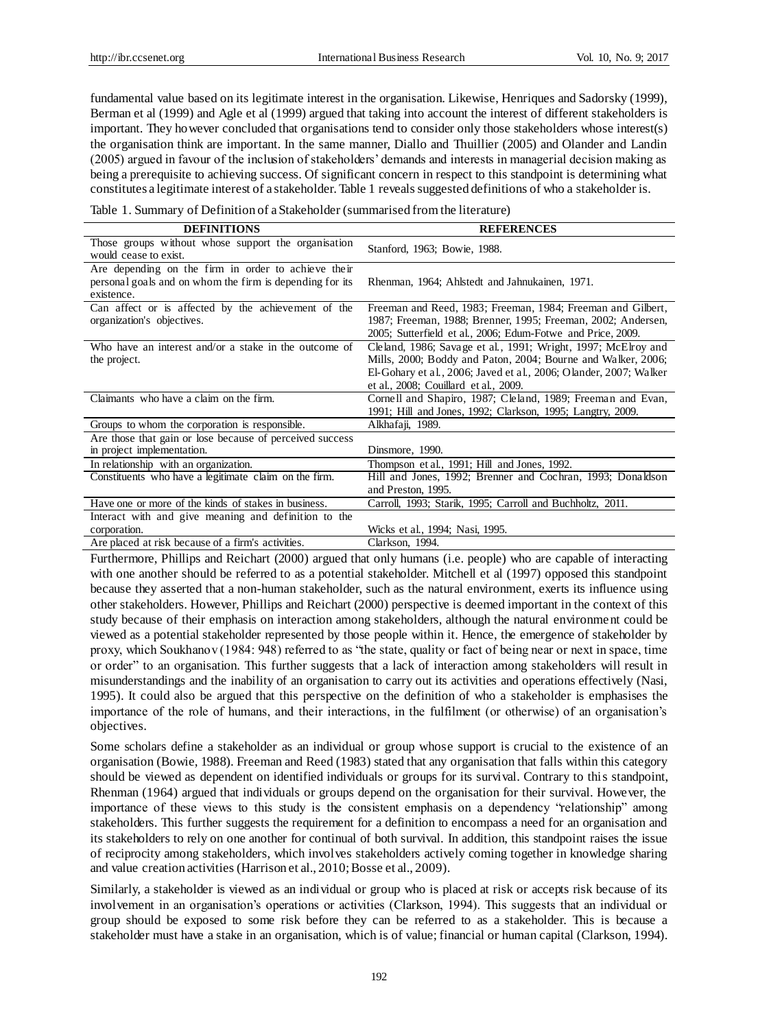fundamental value based on its legitimate interest in the organisation. Likewise, Henriques and Sadorsky (1999), Berman et al (1999) and Agle et al (1999) argued that taking into account the interest of different stakeholders is important. They however concluded that organisations tend to consider only those stakeholders whose interest(s) the organisation think are important. In the same manner, Diallo and Thuillier (2005) and Olander and Landin (2005) argued in favour of the inclusion of stakeholders' demands and interests in managerial decision making as being a prerequisite to achieving success. Of significant concern in respect to this standpoint is determining what constitutes a legitimate interest of a stakeholder. Table 1 reveals suggested definitions of who a stakeholder is.

Table 1. Summary of Definition of a Stakeholder (summarised from the literature)

| DEFINITIONS | REFERENCES |
|---|---|
| Those groups without whose support the organisation would cease to exist. | Stanford, 1963; Bowie, 1988. |
| Are depending on the firm in order to achieve their personal goals and on whom the firm is depending for its existence. | Rhenman, 1964; Ahlstedt and Jahnukainen, 1971. |
| Can affect or is affected by the achievement of the organization's objectives. | Freeman and Reed, 1983; Freeman, 1984; Freeman and Gilbert, 1987; Freeman, 1988; Brenner, 1995; Freeman, 2002; Andersen, 2005; Sutterfield et al., 2006; Edum-Fotwe and Price, 2009. |
| Who have an interest and/or a stake in the outcome of the project. | Cleland, 1986; Savage et al., 1991; Wright, 1997; McElroy and Mills, 2000; Boddy and Paton, 2004; Bourne and Walker, 2006; El-Gohary et al., 2006; Javed et al., 2006; Olander, 2007; Walker et al., 2008; Couillard et al., 2009. |
| Claimants who have a claim on the firm. | Cornell and Shapiro, 1987; Cleland, 1989; Freeman and Evan, 1991; Hill and Jones, 1992; Clarkson, 1995; Langtry, 2009. |
| Groups to whom the corporation is responsible. | Alkhafaji, 1989. |
| Are those that gain or lose because of perceived success in project implementation. | Dinsmore, 1990. |
| In relationship with an organization. | Thompson et al., 1991; Hill and Jones, 1992. |
| Constituents who have a legitimate claim on the firm. | Hill and Jones, 1992; Brenner and Cochran, 1993; Donaldson and Preston, 1995. |
| Have one or more of the kinds of stakes in business. | Carroll, 1993; Starik, 1995; Carroll and Buchholtz, 2011. |
| Interact with and give meaning and definition to the corporation. | Wicks et al., 1994; Nasi, 1995. |
| Are placed at risk because of a firm's activities. | Clarkson, 1994. |

Furthermore, Phillips and Reichart (2000) argued that only humans (i.e. people) who are capable of interacting with one another should be referred to as a potential stakeholder. Mitchell et al (1997) opposed this standpoint because they asserted that a non-human stakeholder, such as the natural environment, exerts its influence using other stakeholders. However, Phillips and Reichart (2000) perspective is deemed important in the context of this study because of their emphasis on interaction among stakeholders, although the natural environment could be viewed as a potential stakeholder represented by those people within it. Hence, the emergence of stakeholder by proxy, which Soukhanov (1984: 948) referred to as "the state, quality or fact of being near or next in space, time or order" to an organisation. This further suggests that a lack of interaction among stakeholders will result in misunderstandings and the inability of an organisation to carry out its activities and operations effectively (Nasi, 1995). It could also be argued that this perspective on the definition of who a stakeholder is emphasises the importance of the role of humans, and their interactions, in the fulfilment (or otherwise) of an organisation's objectives.

Some scholars define a stakeholder as an individual or group whose support is crucial to the existence of an organisation (Bowie, 1988). Freeman and Reed (1983) stated that any organisation that falls within this category should be viewed as dependent on identified individuals or groups for its survival. Contrary to this standpoint, Rhenman (1964) argued that individuals or groups depend on the organisation for their survival. However, the importance of these views to this study is the consistent emphasis on a dependency "relationship" among stakeholders. This further suggests the requirement for a definition to encompass a need for an organisation and its stakeholders to rely on one another for continual of both survival. In addition, this standpoint raises the issue of reciprocity among stakeholders, which involves stakeholders actively coming together in knowledge sharing and value creation activities (Harrison et al., 2010; Bosse et al., 2009).

Similarly, a stakeholder is viewed as an individual or group who is placed at risk or accepts risk because of its involvement in an organisation's operations or activities (Clarkson, 1994). This suggests that an individual or group should be exposed to some risk before they can be referred to as a stakeholder. This is because a stakeholder must have a stake in an organisation, which is of value; financial or human capital (Clarkson, 1994).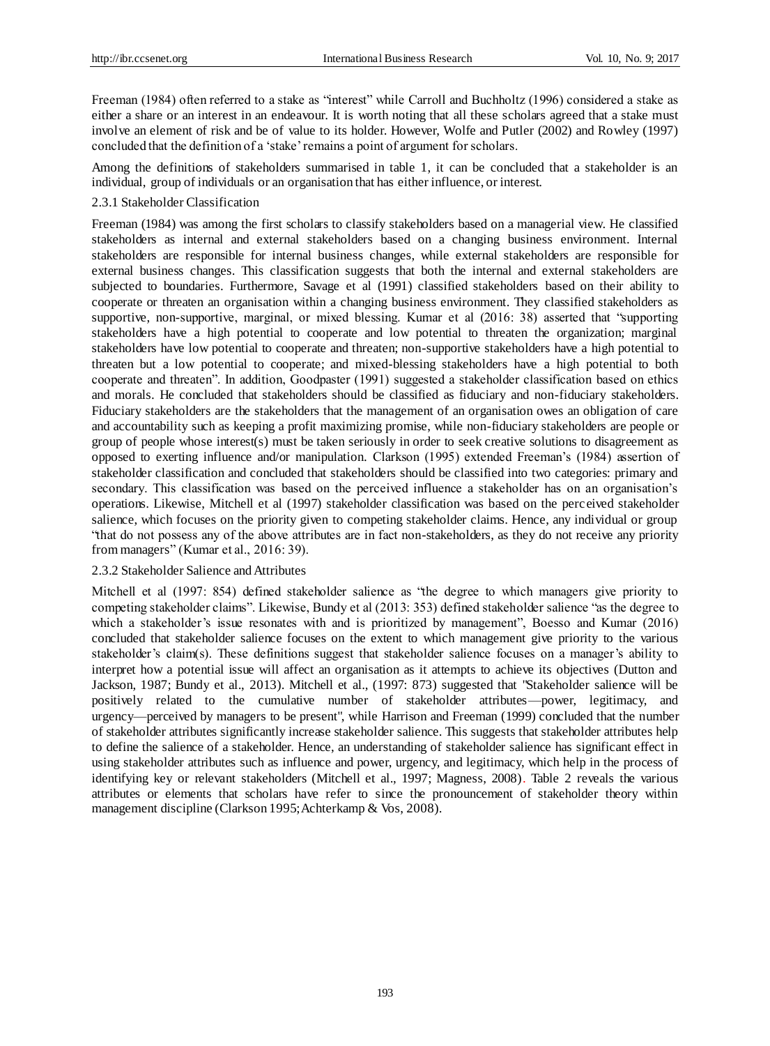Freeman (1984) often referred to a stake as "interest" while Carroll and Buchholtz (1996) considered a stake as either a share or an interest in an endeavour. It is worth noting that all these scholars agreed that a stake must involve an element of risk and be of value to its holder. However, Wolfe and Putler (2002) and Rowley (1997) concluded that the definition of a 'stake' remains a point of argument for scholars.

Among the definitions of stakeholders summarised in table 1, it can be concluded that a stakeholder is an individual, group of individuals or an organisation that has either influence, or interest.

### 2.3.1 Stakeholder Classification

Freeman (1984) was among the first scholars to classify stakeholders based on a managerial view. He classified stakeholders as internal and external stakeholders based on a changing business environment. Internal stakeholders are responsible for internal business changes, while external stakeholders are responsible for external business changes. This classification suggests that both the internal and external stakeholders are subjected to boundaries. Furthermore, Savage et al (1991) classified stakeholders based on their ability to cooperate or threaten an organisation within a changing business environment. They classified stakeholders as supportive, non-supportive, marginal, or mixed blessing. Kumar et al (2016: 38) asserted that "supporting stakeholders have a high potential to cooperate and low potential to threaten the organization; marginal stakeholders have low potential to cooperate and threaten; non-supportive stakeholders have a high potential to threaten but a low potential to cooperate; and mixed-blessing stakeholders have a high potential to both cooperate and threaten". In addition, Goodpaster (1991) suggested a stakeholder classification based on ethics and morals. He concluded that stakeholders should be classified as fiduciary and non-fiduciary stakeholders. Fiduciary stakeholders are the stakeholders that the management of an organisation owes an obligation of care and accountability such as keeping a profit maximizing promise, while non-fiduciary stakeholders are people or group of people whose interest(s) must be taken seriously in order to seek creative solutions to disagreement as opposed to exerting influence and/or manipulation. Clarkson (1995) extended Freeman's (1984) assertion of stakeholder classification and concluded that stakeholders should be classified into two categories: primary and secondary. This classification was based on the perceived influence a stakeholder has on an organisation's operations. Likewise, Mitchell et al (1997) stakeholder classification was based on the perceived stakeholder salience, which focuses on the priority given to competing stakeholder claims. Hence, any individual or group "that do not possess any of the above attributes are in fact non-stakeholders, as they do not receive any priority from managers" (Kumar et al., 2016: 39).

### 2.3.2 Stakeholder Salience and Attributes

Mitchell et al (1997: 854) defined stakeholder salience as "the degree to which managers give priority to competing stakeholder claims". Likewise, Bundy et al (2013: 353) defined stakeholder salience "as the degree to which a stakeholder's issue resonates with and is prioritized by management", Boesso and Kumar (2016) concluded that stakeholder salience focuses on the extent to which management give priority to the various stakeholder's claim(s). These definitions suggest that stakeholder salience focuses on a manager's ability to interpret how a potential issue will affect an organisation as it attempts to achieve its objectives (Dutton and Jackson, 1987; Bundy et al., 2013). Mitchell et al., (1997: 873) suggested that "Stakeholder salience will be positively related to the cumulative number of stakeholder attributes—power, legitimacy, and urgency—perceived by managers to be present", while Harrison and Freeman (1999) concluded that the number of stakeholder attributes significantly increase stakeholder salience. This suggests that stakeholder attributes help to define the salience of a stakeholder. Hence, an understanding of stakeholder salience has significant effect in using stakeholder attributes such as influence and power, urgency, and legitimacy, which help in the process of identifying key or relevant stakeholders (Mitchell et al., 1997; Magness, 2008). Table 2 reveals the various attributes or elements that scholars have refer to since the pronouncement of stakeholder theory within management discipline (Clarkson 1995; Achterkamp & Vos, 2008).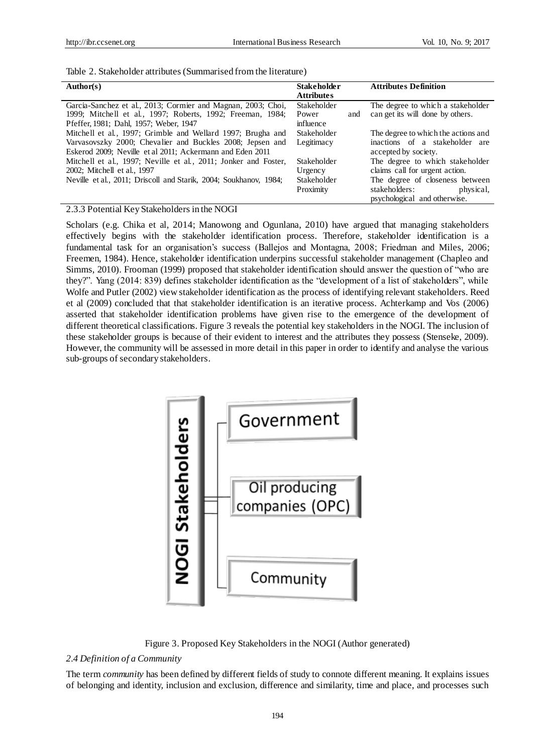Table 2. Stakeholder attributes (Summarised from the literature)

| Author(s) | Stakeholder Attributes | Attributes Definition |
| --- | --- | --- |
| Garcia-Sanchez et al., 2013; Cormier and Magnan, 2003; Choi, 1999; Mitchell et al., 1997; Roberts, 1992; Freeman, 1984; Pfeffer, 1981; Dahl, 1957; Weber, 1947 | Stakeholder Power and influence | The degree to which a stakeholder can get its will done by others. |
| Mitchell et al., 1997; Grimble and Wellard 1997; Brugha and Varvasovszky 2000; Chevalier and Buckles 2008; Jepsen and Eskerod 2009; Neville et al 2011; Ackermann and Eden 2011 | Stakeholder Legitimacy | The degree to which the actions and inactions of a stakeholder are accepted by society. |
| Mitchell et al., 1997; Neville et al., 2011; Jonker and Foster, 2002; Mitchell et al., 1997 | Stakeholder Urgency | The degree to which stakeholder claims call for urgent action. |
| Neville et al., 2011; Driscoll and Starik, 2004; Soukhanov, 1984; | Stakeholder Proximity | The degree of closeness between stakeholders: physical, psychological and otherwise. |

2.3.3 Potential Key Stakeholders in the NOGI

Scholars (e.g. Chika et al, 2014; Manowong and Ogunlana, 2010) have argued that managing stakeholders effectively begins with the stakeholder identification process. Therefore, stakeholder identification is a fundamental task for an organisation's success (Ballejos and Montagna, 2008; Friedman and Miles, 2006; Freemen, 1984). Hence, stakeholder identification underpins successful stakeholder management (Chapleo and Simms, 2010). Frooman (1999) proposed that stakeholder identification should answer the question of "who are they?". Yang (2014: 839) defines stakeholder identification as the "development of a list of stakeholders", while Wolfe and Putler (2002) view stakeholder identification as the process of identifying relevant stakeholders. Reed et al (2009) concluded that that stakeholder identification is an iterative process. Achterkamp and Vos (2006) asserted that stakeholder identification problems have given rise to the emergence of the development of different theoretical classifications. Figure 3 reveals the potential key stakeholders in the NOGI. The inclusion of these stakeholder groups is because of their evident to interest and the attributes they possess (Stenseke, 2009). However, the community will be assessed in more detail in this paper in order to identify and analyse the various sub-groups of secondary stakeholders.

NOGI Stakeholders: Government; Oil producing companies (OPC); Community

Figure 3. Proposed Key Stakeholders in the NOGI (Author generated)

*2.4 Definition of a Community*

The term *community* has been defined by different fields of study to connote different meaning. It explains issues of belonging and identity, inclusion and exclusion, difference and similarity, time and place, and processes such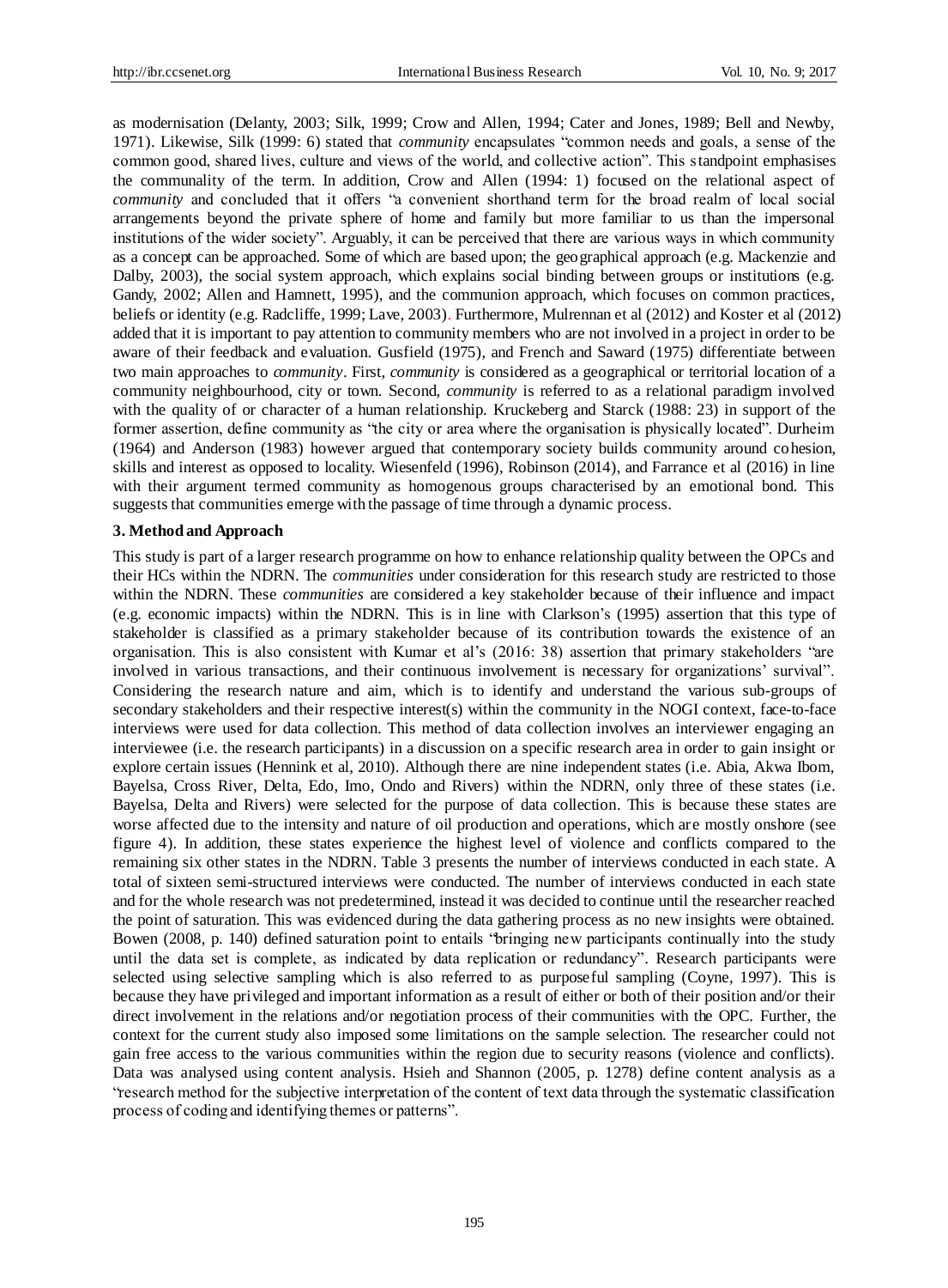as modernisation (Delanty, 2003; Silk, 1999; Crow and Allen, 1994; Cater and Jones, 1989; Bell and Newby, 1971). Likewise, Silk (1999: 6) stated that *community* encapsulates "common needs and goals, a sense of the common good, shared lives, culture and views of the world, and collective action". This standpoint emphasises the communality of the term. In addition, Crow and Allen (1994: 1) focused on the relational aspect of *community* and concluded that it offers "a convenient shorthand term for the broad realm of local social arrangements beyond the private sphere of home and family but more familiar to us than the impersonal institutions of the wider society". Arguably, it can be perceived that there are various ways in which community as a concept can be approached. Some of which are based upon; the geographical approach (e.g. Mackenzie and Dalby, 2003), the social system approach, which explains social binding between groups or institutions (e.g. Gandy, 2002; Allen and Hamnett, 1995), and the communion approach, which focuses on common practices, beliefs or identity (e.g. Radcliffe, 1999; Lave, 2003). Furthermore, Mulrennan et al (2012) and Koster et al (2012) added that it is important to pay attention to community members who are not involved in a project in order to be aware of their feedback and evaluation. Gusfield (1975), and French and Saward (1975) differentiate between two main approaches to *community*. First, *community* is considered as a geographical or territorial location of a community neighbourhood, city or town. Second, *community* is referred to as a relational paradigm involved with the quality of or character of a human relationship. Kruckeberg and Starck (1988: 23) in support of the former assertion, define community as "the city or area where the organisation is physically located". Durheim (1964) and Anderson (1983) however argued that contemporary society builds community around cohesion, skills and interest as opposed to locality. Wiesenfeld (1996), Robinson (2014), and Farrance et al (2016) in line with their argument termed community as homogenous groups characterised by an emotional bond. This suggests that communities emerge with the passage of time through a dynamic process.

## 3. Method and Approach

This study is part of a larger research programme on how to enhance relationship quality between the OPCs and their HCs within the NDRN. The *communities* under consideration for this research study are restricted to those within the NDRN. These *communities* are considered a key stakeholder because of their influence and impact (e.g. economic impacts) within the NDRN. This is in line with Clarkson's (1995) assertion that this type of stakeholder is classified as a primary stakeholder because of its contribution towards the existence of an organisation. This is also consistent with Kumar et al's (2016: 38) assertion that primary stakeholders "are involved in various transactions, and their continuous involvement is necessary for organizations' survival". Considering the research nature and aim, which is to identify and understand the various sub-groups of secondary stakeholders and their respective interest(s) within the community in the NOGI context, face-to-face interviews were used for data collection. This method of data collection involves an interviewer engaging an interviewee (i.e. the research participants) in a discussion on a specific research area in order to gain insight or explore certain issues (Hennink et al, 2010). Although there are nine independent states (i.e. Abia, Akwa Ibom, Bayelsa, Cross River, Delta, Edo, Imo, Ondo and Rivers) within the NDRN, only three of these states (i.e. Bayelsa, Delta and Rivers) were selected for the purpose of data collection. This is because these states are worse affected due to the intensity and nature of oil production and operations, which are mostly onshore (see figure 4). In addition, these states experience the highest level of violence and conflicts compared to the remaining six other states in the NDRN. Table 3 presents the number of interviews conducted in each state. A total of sixteen semi-structured interviews were conducted. The number of interviews conducted in each state and for the whole research was not predetermined, instead it was decided to continue until the researcher reached the point of saturation. This was evidenced during the data gathering process as no new insights were obtained. Bowen (2008, p. 140) defined saturation point to entails "bringing new participants continually into the study until the data set is complete, as indicated by data replication or redundancy". Research participants were selected using selective sampling which is also referred to as purposeful sampling (Coyne, 1997). This is because they have privileged and important information as a result of either or both of their position and/or their direct involvement in the relations and/or negotiation process of their communities with the OPC. Further, the context for the current study also imposed some limitations on the sample selection. The researcher could not gain free access to the various communities within the region due to security reasons (violence and conflicts). Data was analysed using content analysis. Hsieh and Shannon (2005, p. 1278) define content analysis as a "research method for the subjective interpretation of the content of text data through the systematic classification process of coding and identifying themes or patterns".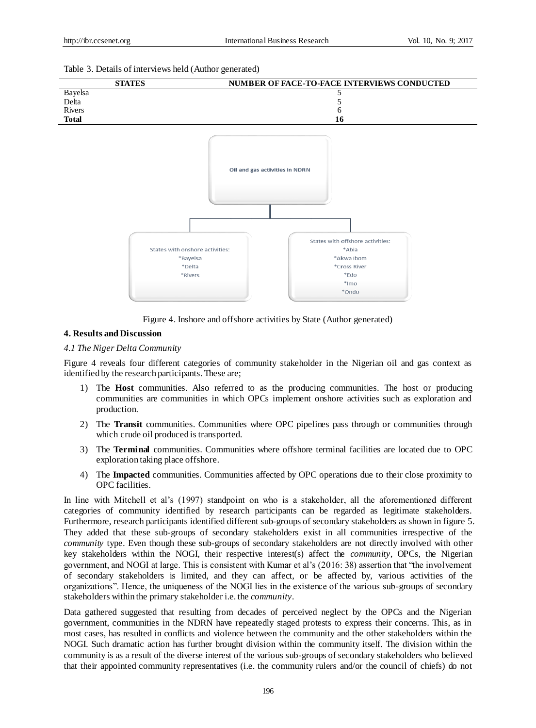Table 3. Details of interviews held (Author generated)

| STATES | NUMBER OF FACE-TO-FACE INTERVIEWS CONDUCTED |
|---|---|
| Bayelsa | 5 |
| Delta | 5 |
| Rivers | 6 |
| **Total** | **16** |

Oil and gas activities in NDRN

States with onshore activities:
*Bayelsa
*Delta
*Rivers

States with offshore activities:
*Abia
*Akwa Ibom
*Cross River
*Edo
*Imo
*Ondo

Figure 4. Inshore and offshore activities by State (Author generated)

## 4. Results and Discussion

### *4.1 The Niger Delta Community*

Figure 4 reveals four different categories of community stakeholder in the Nigerian oil and gas context as identified by the research participants. These are;

1) The **Host** communities. Also referred to as the producing communities. The host or producing communities are communities in which OPCs implement onshore activities such as exploration and production.
2) The **Transit** communities. Communities where OPC pipelines pass through or communities through which crude oil produced is transported.
3) The **Terminal** communities. Communities where offshore terminal facilities are located due to OPC exploration taking place offshore.
4) The **Impacted** communities. Communities affected by OPC operations due to their close proximity to OPC facilities.

In line with Mitchell et al's (1997) standpoint on who is a stakeholder, all the aforementioned different categories of community identified by research participants can be regarded as legitimate stakeholders. Furthermore, research participants identified different sub-groups of secondary stakeholders as shown in figure 5. They added that these sub-groups of secondary stakeholders exist in all communities irrespective of the *community* type. Even though these sub-groups of secondary stakeholders are not directly involved with other key stakeholders within the NOGI, their respective interest(s) affect the *community*, OPCs, the Nigerian government, and NOGI at large. This is consistent with Kumar et al's (2016: 38) assertion that "the involvement of secondary stakeholders is limited, and they can affect, or be affected by, various activities of the organizations". Hence, the uniqueness of the NOGI lies in the existence of the various sub-groups of secondary stakeholders within the primary stakeholder i.e. the *community*.

Data gathered suggested that resulting from decades of perceived neglect by the OPCs and the Nigerian government, communities in the NDRN have repeatedly staged protests to express their concerns. This, as in most cases, has resulted in conflicts and violence between the community and the other stakeholders within the NOGI. Such dramatic action has further brought division within the community itself. The division within the community is as a result of the diverse interest of the various sub-groups of secondary stakeholders who believed that their appointed community representatives (i.e. the community rulers and/or the council of chiefs) do not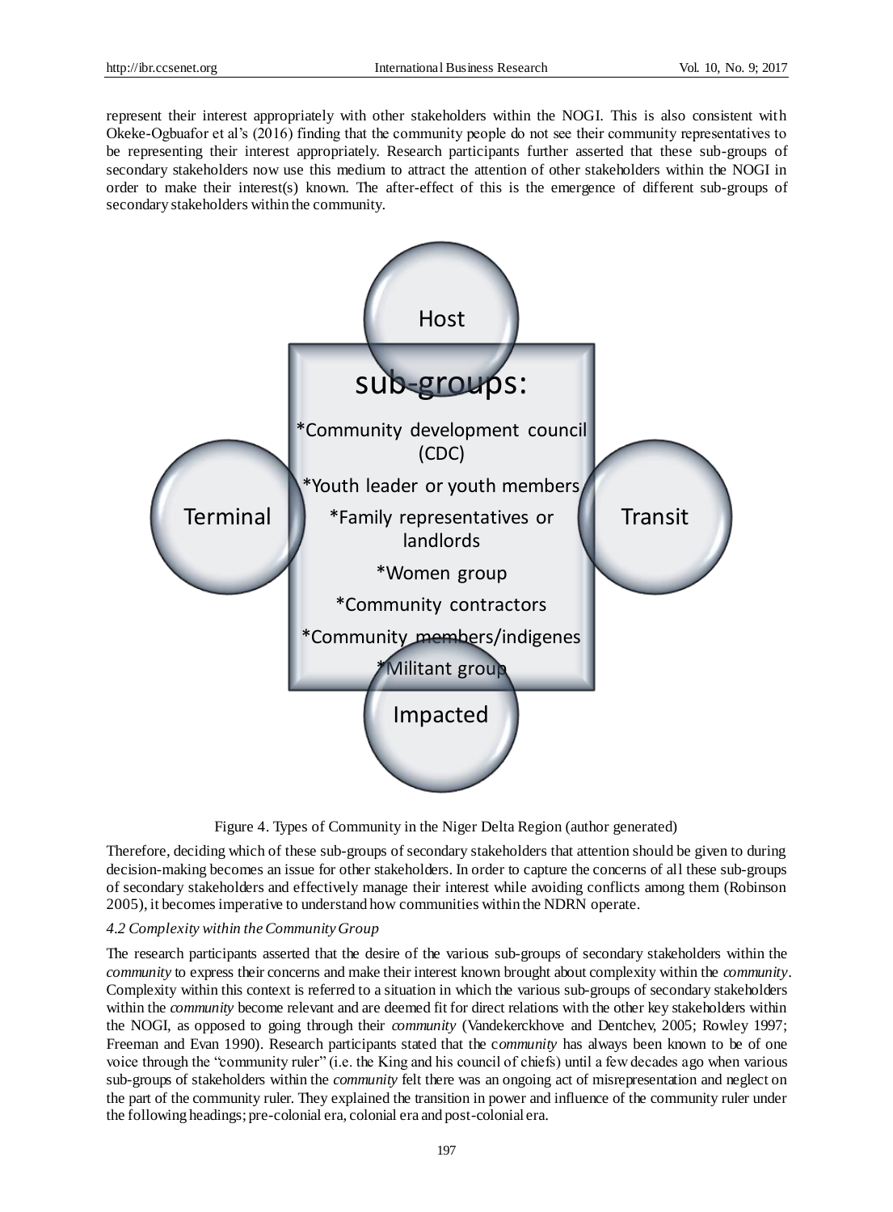represent their interest appropriately with other stakeholders within the NOGI. This is also consistent with Okeke-Ogbuafor et al's (2016) finding that the community people do not see their community representatives to be representing their interest appropriately. Research participants further asserted that these sub-groups of secondary stakeholders now use this medium to attract the attention of other stakeholders within the NOGI in order to make their interest(s) known. The after-effect of this is the emergence of different sub-groups of secondary stakeholders within the community.

Host

sub-groups:

*Community development council (CDC)

*Youth leader or youth members

*Family representatives or landlords

*Women group

*Community contractors

*Community members/indigenes

*Militant group

Terminal

Transit

Impacted

Figure 4. Types of Community in the Niger Delta Region (author generated)

Therefore, deciding which of these sub-groups of secondary stakeholders that attention should be given to during decision-making becomes an issue for other stakeholders. In order to capture the concerns of all these sub-groups of secondary stakeholders and effectively manage their interest while avoiding conflicts among them (Robinson 2005), it becomes imperative to understand how communities within the NDRN operate.

### *4.2 Complexity within the Community Group*

The research participants asserted that the desire of the various sub-groups of secondary stakeholders within the *community* to express their concerns and make their interest known brought about complexity within the *community*. Complexity within this context is referred to a situation in which the various sub-groups of secondary stakeholders within the *community* become relevant and are deemed fit for direct relations with the other key stakeholders within the NOGI, as opposed to going through their *community* (Vandekerckhove and Dentchev, 2005; Rowley 1997; Freeman and Evan 1990). Research participants stated that the c*ommunity* has always been known to be of one voice through the "community ruler" (i.e. the King and his council of chiefs) until a few decades ago when various sub-groups of stakeholders within the *community* felt there was an ongoing act of misrepresentation and neglect on the part of the community ruler. They explained the transition in power and influence of the community ruler under the following headings; pre-colonial era, colonial era and post-colonial era.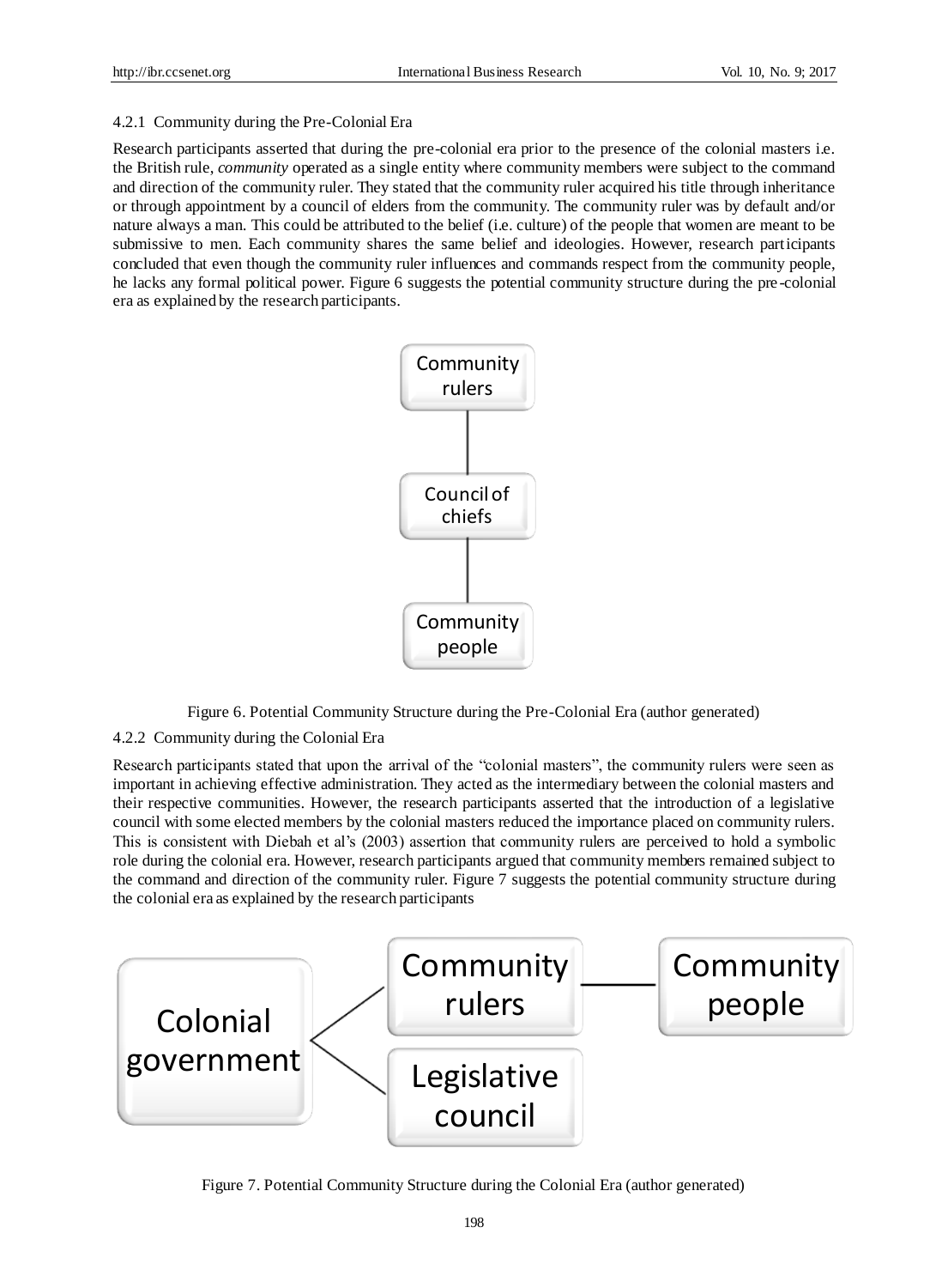#### 4.2.1 Community during the Pre-Colonial Era

Research participants asserted that during the pre-colonial era prior to the presence of the colonial masters i.e. the British rule, *community* operated as a single entity where community members were subject to the command and direction of the community ruler. They stated that the community ruler acquired his title through inheritance or through appointment by a council of elders from the community. The community ruler was by default and/or nature always a man. This could be attributed to the belief (i.e. culture) of the people that women are meant to be submissive to men. Each community shares the same belief and ideologies. However, research participants concluded that even though the community ruler influences and commands respect from the community people, he lacks any formal political power. Figure 6 suggests the potential community structure during the pre-colonial era as explained by the research participants.

Community rulers

Council of chiefs

Community people

Figure 6. Potential Community Structure during the Pre-Colonial Era (author generated)

#### 4.2.2 Community during the Colonial Era

Research participants stated that upon the arrival of the "colonial masters", the community rulers were seen as important in achieving effective administration. They acted as the intermediary between the colonial masters and their respective communities. However, the research participants asserted that the introduction of a legislative council with some elected members by the colonial masters reduced the importance placed on community rulers. This is consistent with Diebah et al's (2003) assertion that community rulers are perceived to hold a symbolic role during the colonial era. However, research participants argued that community members remained subject to the command and direction of the community ruler. Figure 7 suggests the potential community structure during the colonial era as explained by the research participants

Colonial government

Community rulers

Community people

Legislative council

Figure 7. Potential Community Structure during the Colonial Era (author generated)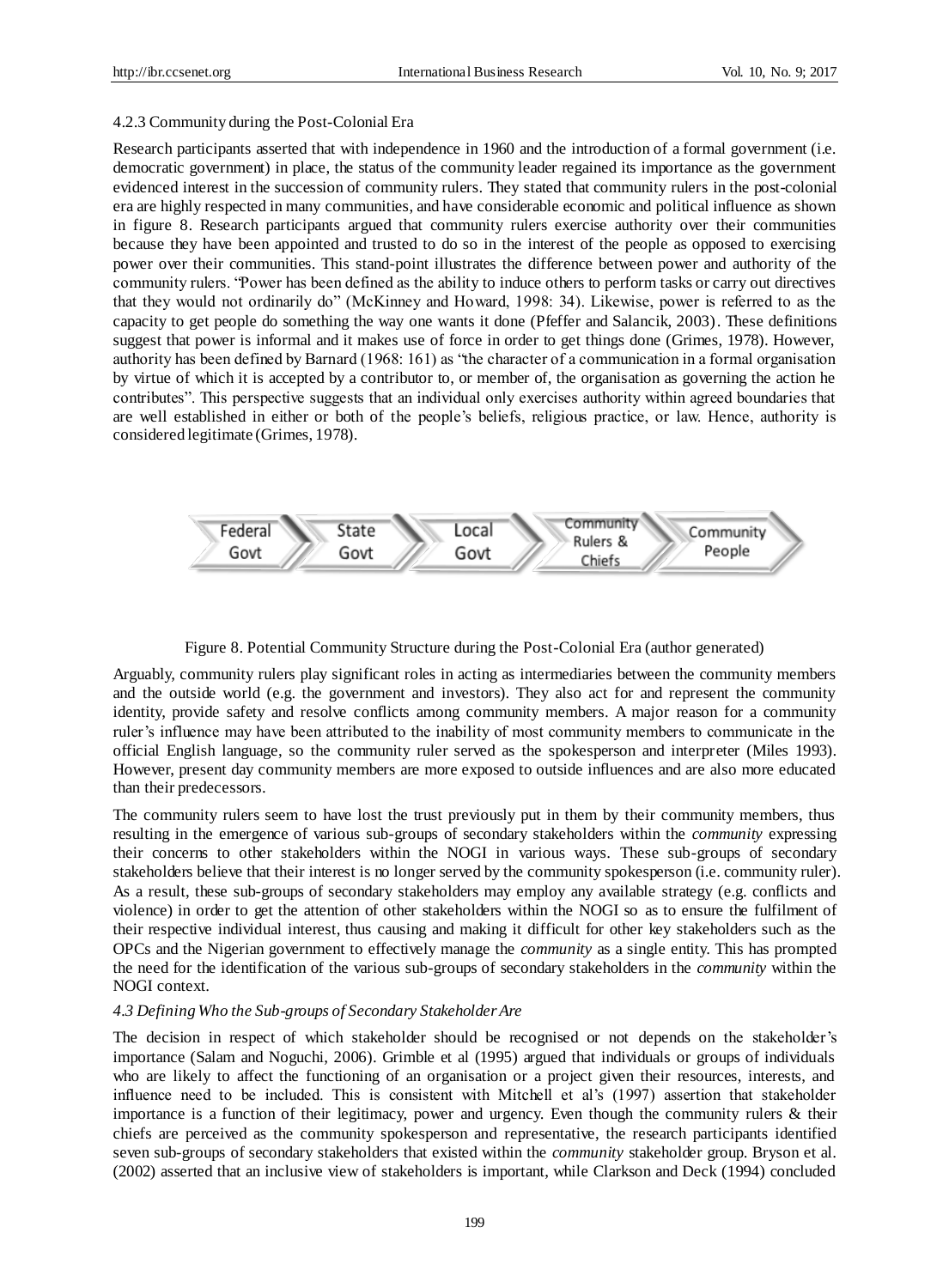4.2.3 Community during the Post-Colonial Era

Research participants asserted that with independence in 1960 and the introduction of a formal government (i.e. democratic government) in place, the status of the community leader regained its importance as the government evidenced interest in the succession of community rulers. They stated that community rulers in the post-colonial era are highly respected in many communities, and have considerable economic and political influence as shown in figure 8. Research participants argued that community rulers exercise authority over their communities because they have been appointed and trusted to do so in the interest of the people as opposed to exercising power over their communities. This stand-point illustrates the difference between power and authority of the community rulers. "Power has been defined as the ability to induce others to perform tasks or carry out directives that they would not ordinarily do" (McKinney and Howard, 1998: 34). Likewise, power is referred to as the capacity to get people do something the way one wants it done (Pfeffer and Salancik, 2003). These definitions suggest that power is informal and it makes use of force in order to get things done (Grimes, 1978). However, authority has been defined by Barnard (1968: 161) as "the character of a communication in a formal organisation by virtue of which it is accepted by a contributor to, or member of, the organisation as governing the action he contributes". This perspective suggests that an individual only exercises authority within agreed boundaries that are well established in either or both of the people's beliefs, religious practice, or law. Hence, authority is considered legitimate (Grimes, 1978).

Federal Govt → State Govt → Local Govt → Community Rulers & Chiefs → Community People

Figure 8. Potential Community Structure during the Post-Colonial Era (author generated)

Arguably, community rulers play significant roles in acting as intermediaries between the community members and the outside world (e.g. the government and investors). They also act for and represent the community identity, provide safety and resolve conflicts among community members. A major reason for a community ruler's influence may have been attributed to the inability of most community members to communicate in the official English language, so the community ruler served as the spokesperson and interpreter (Miles 1993). However, present day community members are more exposed to outside influences and are also more educated than their predecessors.

The community rulers seem to have lost the trust previously put in them by their community members, thus resulting in the emergence of various sub-groups of secondary stakeholders within the *community* expressing their concerns to other stakeholders within the NOGI in various ways. These sub-groups of secondary stakeholders believe that their interest is no longer served by the community spokesperson (i.e. community ruler). As a result, these sub-groups of secondary stakeholders may employ any available strategy (e.g. conflicts and violence) in order to get the attention of other stakeholders within the NOGI so as to ensure the fulfilment of their respective individual interest, thus causing and making it difficult for other key stakeholders such as the OPCs and the Nigerian government to effectively manage the *community* as a single entity. This has prompted the need for the identification of the various sub-groups of secondary stakeholders in the *community* within the NOGI context.

### *4.3 Defining Who the Sub-groups of Secondary Stakeholder Are*

The decision in respect of which stakeholder should be recognised or not depends on the stakeholder's importance (Salam and Noguchi, 2006). Grimble et al (1995) argued that individuals or groups of individuals who are likely to affect the functioning of an organisation or a project given their resources, interests, and influence need to be included. This is consistent with Mitchell et al's (1997) assertion that stakeholder importance is a function of their legitimacy, power and urgency. Even though the community rulers & their chiefs are perceived as the community spokesperson and representative, the research participants identified seven sub-groups of secondary stakeholders that existed within the *community* stakeholder group. Bryson et al. (2002) asserted that an inclusive view of stakeholders is important, while Clarkson and Deck (1994) concluded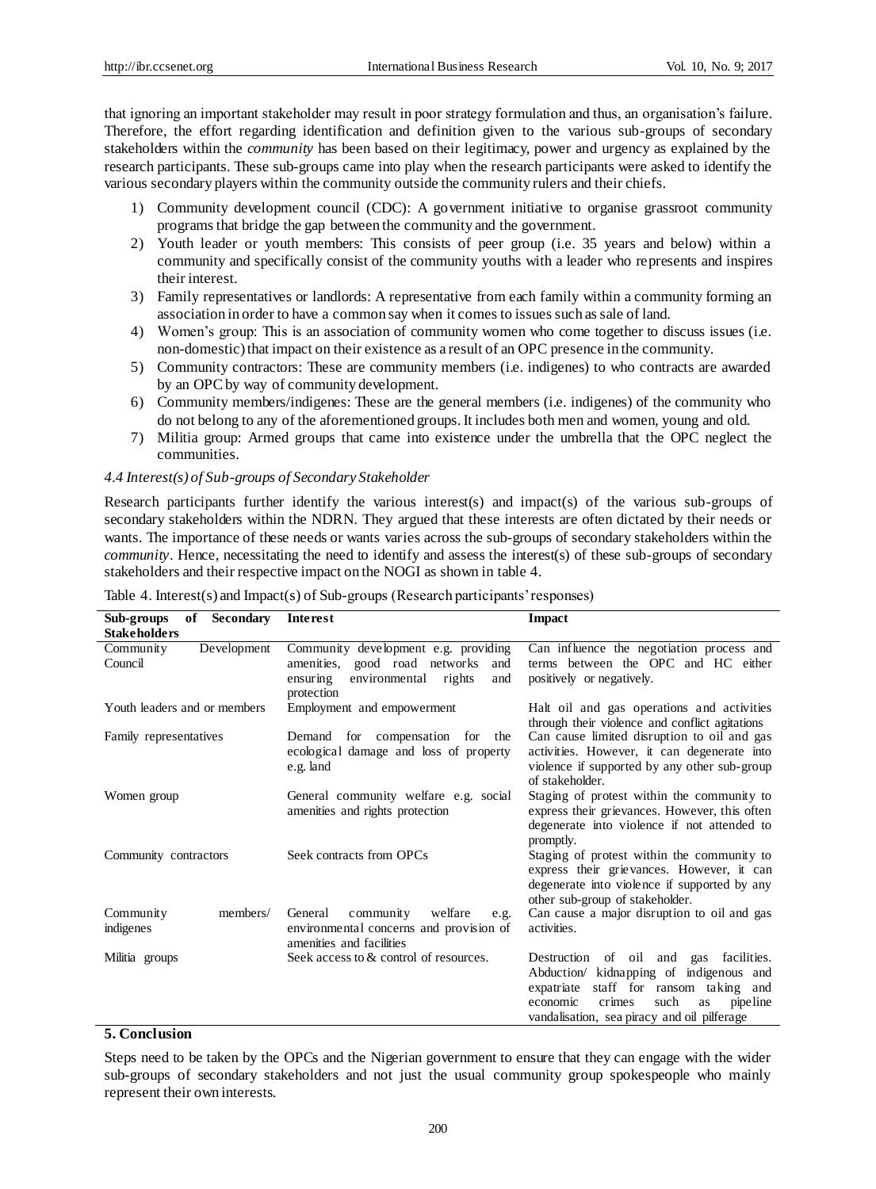that ignoring an important stakeholder may result in poor strategy formulation and thus, an organisation's failure. Therefore, the effort regarding identification and definition given to the various sub-groups of secondary stakeholders within the *community* has been based on their legitimacy, power and urgency as explained by the research participants. These sub-groups came into play when the research participants were asked to identify the various secondary players within the community outside the community rulers and their chiefs.

1) Community development council (CDC): A government initiative to organise grassroot community programs that bridge the gap between the community and the government.
2) Youth leader or youth members: This consists of peer group (i.e. 35 years and below) within a community and specifically consist of the community youths with a leader who represents and inspires their interest.
3) Family representatives or landlords: A representative from each family within a community forming an association in order to have a common say when it comes to issues such as sale of land.
4) Women's group: This is an association of community women who come together to discuss issues (i.e. non-domestic) that impact on their existence as a result of an OPC presence in the community.
5) Community contractors: These are community members (i.e. indigenes) to who contracts are awarded by an OPC by way of community development.
6) Community members/indigenes: These are the general members (i.e. indigenes) of the community who do not belong to any of the aforementioned groups. It includes both men and women, young and old.
7) Militia group: Armed groups that came into existence under the umbrella that the OPC neglect the communities.

### *4.4 Interest(s) of Sub-groups of Secondary Stakeholder*

Research participants further identify the various interest(s) and impact(s) of the various sub-groups of secondary stakeholders within the NDRN. They argued that these interests are often dictated by their needs or wants. The importance of these needs or wants varies across the sub-groups of secondary stakeholders within the *community*. Hence, necessitating the need to identify and assess the interest(s) of these sub-groups of secondary stakeholders and their respective impact on the NOGI as shown in table 4.

Table 4. Interest(s) and Impact(s) of Sub-groups (Research participants' responses)

| Sub-groups of Secondary Stakeholders | Interest | Impact |
|---|---|---|
| Community Development Council | Community development e.g. providing amenities, good road networks and ensuring environmental rights and protection | Can influence the negotiation process and terms between the OPC and HC either positively or negatively. |
| Youth leaders and or members | Employment and empowerment | Halt oil and gas operations and activities through their violence and conflict agitations |
| Family representatives | Demand for compensation for the ecological damage and loss of property e.g. land | Can cause limited disruption to oil and gas activities. However, it can degenerate into violence if supported by any other sub-group of stakeholder. |
| Women group | General community welfare e.g. social amenities and rights protection | Staging of protest within the community to express their grievances. However, this often degenerate into violence if not attended to promptly. |
| Community contractors | Seek contracts from OPCs | Staging of protest within the community to express their grievances. However, it can degenerate into violence if supported by any other sub-group of stakeholder. |
| Community members/ indigenes | General community welfare e.g. environmental concerns and provision of amenities and facilities | Can cause a major disruption to oil and gas activities. |
| Militia groups | Seek access to & control of resources. | Destruction of oil and gas facilities. Abduction/ kidnapping of indigenous and expatriate staff for ransom taking and economic crimes such as pipeline vandalisation, sea piracy and oil pilferage |

## 5. Conclusion

Steps need to be taken by the OPCs and the Nigerian government to ensure that they can engage with the wider sub-groups of secondary stakeholders and not just the usual community group spokespeople who mainly represent their own interests.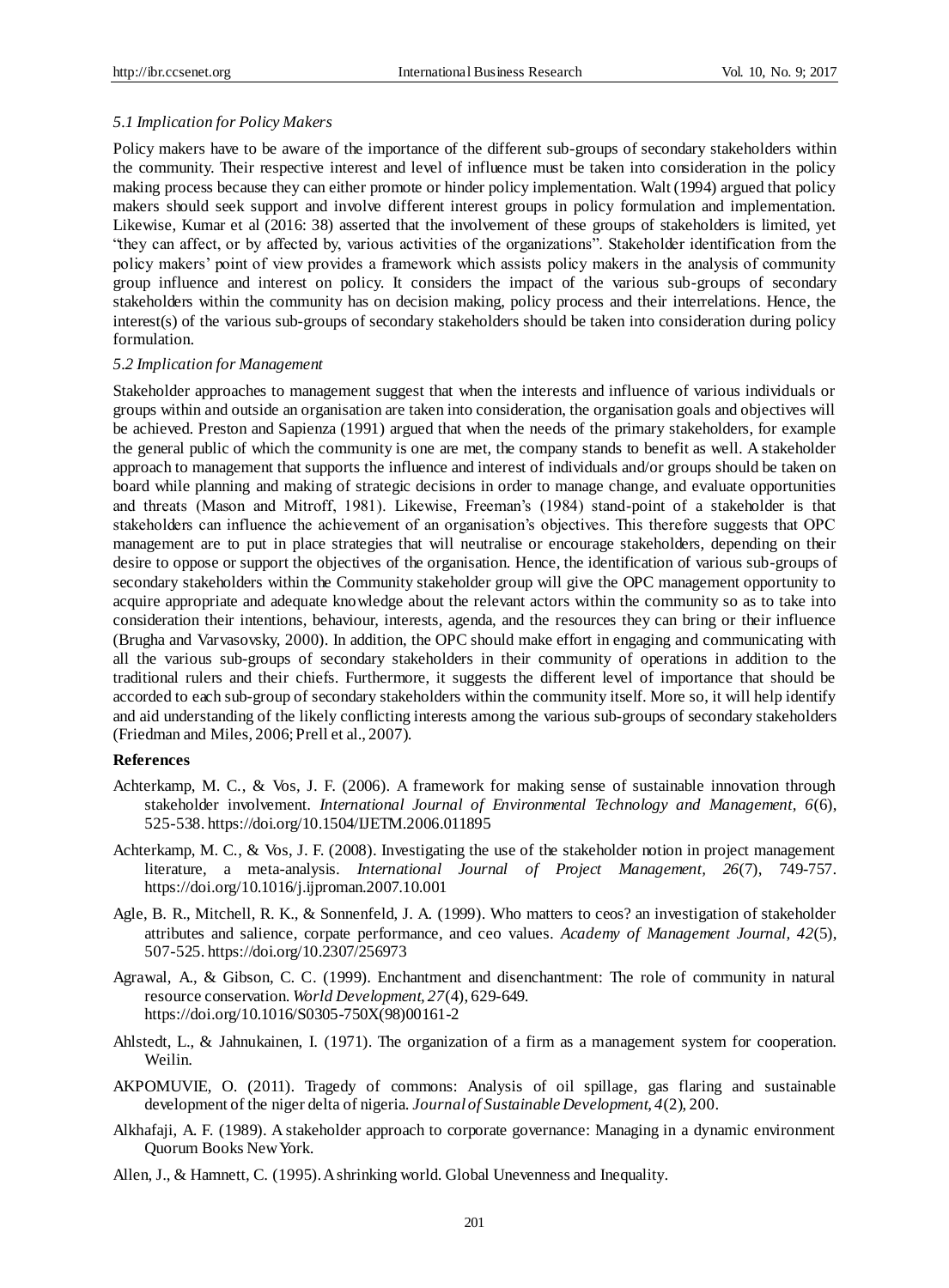### 5.1 Implication for Policy Makers

Policy makers have to be aware of the importance of the different sub-groups of secondary stakeholders within the community. Their respective interest and level of influence must be taken into consideration in the policy making process because they can either promote or hinder policy implementation. Walt (1994) argued that policy makers should seek support and involve different interest groups in policy formulation and implementation. Likewise, Kumar et al (2016: 38) asserted that the involvement of these groups of stakeholders is limited, yet "they can affect, or by affected by, various activities of the organizations". Stakeholder identification from the policy makers' point of view provides a framework which assists policy makers in the analysis of community group influence and interest on policy. It considers the impact of the various sub-groups of secondary stakeholders within the community has on decision making, policy process and their interrelations. Hence, the interest(s) of the various sub-groups of secondary stakeholders should be taken into consideration during policy formulation.

### 5.2 Implication for Management

Stakeholder approaches to management suggest that when the interests and influence of various individuals or groups within and outside an organisation are taken into consideration, the organisation goals and objectives will be achieved. Preston and Sapienza (1991) argued that when the needs of the primary stakeholders, for example the general public of which the community is one are met, the company stands to benefit as well. A stakeholder approach to management that supports the influence and interest of individuals and/or groups should be taken on board while planning and making of strategic decisions in order to manage change, and evaluate opportunities and threats (Mason and Mitroff, 1981). Likewise, Freeman's (1984) stand-point of a stakeholder is that stakeholders can influence the achievement of an organisation's objectives. This therefore suggests that OPC management are to put in place strategies that will neutralise or encourage stakeholders, depending on their desire to oppose or support the objectives of the organisation. Hence, the identification of various sub-groups of secondary stakeholders within the Community stakeholder group will give the OPC management opportunity to acquire appropriate and adequate knowledge about the relevant actors within the community so as to take into consideration their intentions, behaviour, interests, agenda, and the resources they can bring or their influence (Brugha and Varvasovsky, 2000). In addition, the OPC should make effort in engaging and communicating with all the various sub-groups of secondary stakeholders in their community of operations in addition to the traditional rulers and their chiefs. Furthermore, it suggests the different level of importance that should be accorded to each sub-group of secondary stakeholders within the community itself. More so, it will help identify and aid understanding of the likely conflicting interests among the various sub-groups of secondary stakeholders (Friedman and Miles, 2006; Prell et al., 2007).

## References

Achterkamp, M. C., & Vos, J. F. (2006). A framework for making sense of sustainable innovation through stakeholder involvement. *International Journal of Environmental Technology and Management, 6*(6), 525-538. https://doi.org/10.1504/IJETM.2006.011895

Achterkamp, M. C., & Vos, J. F. (2008). Investigating the use of the stakeholder notion in project management literature, a meta-analysis. *International Journal of Project Management, 26*(7), 749-757. https://doi.org/10.1016/j.ijproman.2007.10.001

Agle, B. R., Mitchell, R. K., & Sonnenfeld, J. A. (1999). Who matters to ceos? an investigation of stakeholder attributes and salience, corpate performance, and ceo values. *Academy of Management Journal, 42*(5), 507-525. https://doi.org/10.2307/256973

Agrawal, A., & Gibson, C. C. (1999). Enchantment and disenchantment: The role of community in natural resource conservation. *World Development, 27*(4), 629-649. https://doi.org/10.1016/S0305-750X(98)00161-2

Ahlstedt, L., & Jahnukainen, I. (1971). The organization of a firm as a management system for cooperation. Weilin.

AKPOMUVIE, O. (2011). Tragedy of commons: Analysis of oil spillage, gas flaring and sustainable development of the niger delta of nigeria. *Journal of Sustainable Development, 4*(2), 200.

Alkhafaji, A. F. (1989). A stakeholder approach to corporate governance: Managing in a dynamic environment Quorum Books New York.

Allen, J., & Hamnett, C. (1995). A shrinking world. Global Unevenness and Inequality.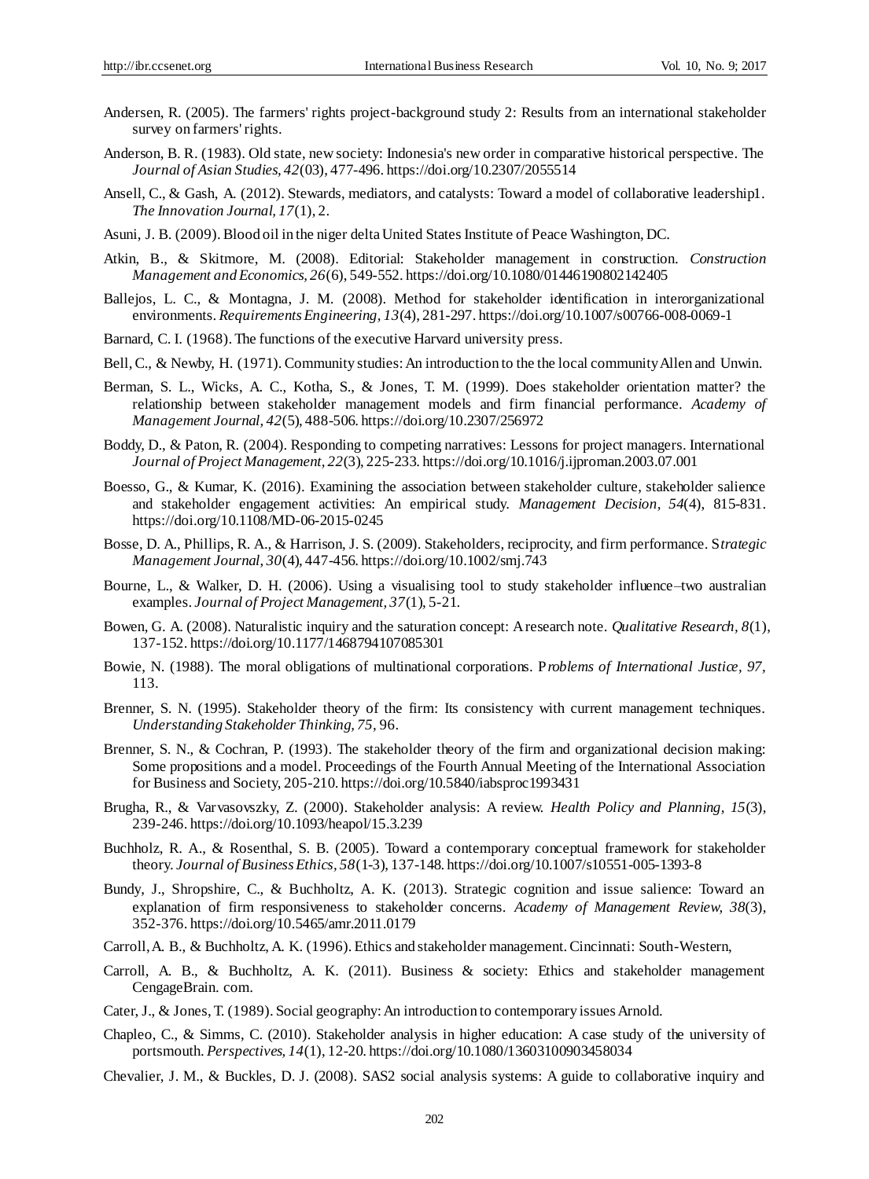Andersen, R. (2005). The farmers' rights project-background study 2: Results from an international stakeholder survey on farmers' rights.

Anderson, B. R. (1983). Old state, new society: Indonesia's new order in comparative historical perspective. The *Journal of Asian Studies, 42*(03), 477-496. https://doi.org/10.2307/2055514

Ansell, C., & Gash, A. (2012). Stewards, mediators, and catalysts: Toward a model of collaborative leadership1. *The Innovation Journal, 17*(1), 2.

Asuni, J. B. (2009). Blood oil in the niger delta United States Institute of Peace Washington, DC.

Atkin, B., & Skitmore, M. (2008). Editorial: Stakeholder management in construction. *Construction Management and Economics, 26*(6), 549-552. https://doi.org/10.1080/01446190802142405

Ballejos, L. C., & Montagna, J. M. (2008). Method for stakeholder identification in interorganizational environments. *Requirements Engineering, 13*(4), 281-297. https://doi.org/10.1007/s00766-008-0069-1

Barnard, C. I. (1968). The functions of the executive Harvard university press.

Bell, C., & Newby, H. (1971). Community studies: An introduction to the the local community Allen and Unwin.

Berman, S. L., Wicks, A. C., Kotha, S., & Jones, T. M. (1999). Does stakeholder orientation matter? the relationship between stakeholder management models and firm financial performance. *Academy of Management Journal, 42*(5), 488-506. https://doi.org/10.2307/256972

Boddy, D., & Paton, R. (2004). Responding to competing narratives: Lessons for project managers. International *Journal of Project Management, 22*(3), 225-233. https://doi.org/10.1016/j.ijproman.2003.07.001

Boesso, G., & Kumar, K. (2016). Examining the association between stakeholder culture, stakeholder salience and stakeholder engagement activities: An empirical study. *Management Decision, 54*(4), 815-831. https://doi.org/10.1108/MD-06-2015-0245

Bosse, D. A., Phillips, R. A., & Harrison, J. S. (2009). Stakeholders, reciprocity, and firm performance. S*trategic Management Journal, 30*(4), 447-456. https://doi.org/10.1002/smj.743

Bourne, L., & Walker, D. H. (2006). Using a visualising tool to study stakeholder influence–two australian examples. *Journal of Project Management, 37*(1), 5-21.

Bowen, G. A. (2008). Naturalistic inquiry and the saturation concept: A research note. *Qualitative Research, 8*(1), 137-152. https://doi.org/10.1177/1468794107085301

Bowie, N. (1988). The moral obligations of multinational corporations. P*roblems of International Justice, 97,* 113.

Brenner, S. N. (1995). Stakeholder theory of the firm: Its consistency with current management techniques. *Understanding Stakeholder Thinking, 75,* 96.

Brenner, S. N., & Cochran, P. (1993). The stakeholder theory of the firm and organizational decision making: Some propositions and a model. Proceedings of the Fourth Annual Meeting of the International Association for Business and Society, 205-210. https://doi.org/10.5840/iabsproc1993431

Brugha, R., & Varvasovszky, Z. (2000). Stakeholder analysis: A review. *Health Policy and Planning, 15*(3), 239-246. https://doi.org/10.1093/heapol/15.3.239

Buchholz, R. A., & Rosenthal, S. B. (2005). Toward a contemporary conceptual framework for stakeholder theory. *Journal of Business Ethics, 58*(1-3), 137-148. https://doi.org/10.1007/s10551-005-1393-8

Bundy, J., Shropshire, C., & Buchholtz, A. K. (2013). Strategic cognition and issue salience: Toward an explanation of firm responsiveness to stakeholder concerns. *Academy of Management Review, 38*(3), 352-376. https://doi.org/10.5465/amr.2011.0179

Carroll, A. B., & Buchholtz, A. K. (1996). Ethics and stakeholder management. Cincinnati: South-Western,

Carroll, A. B., & Buchholtz, A. K. (2011). Business & society: Ethics and stakeholder management CengageBrain. com.

Cater, J., & Jones, T. (1989). Social geography: An introduction to contemporary issues Arnold.

Chapleo, C., & Simms, C. (2010). Stakeholder analysis in higher education: A case study of the university of portsmouth. *Perspectives, 14*(1), 12-20. https://doi.org/10.1080/13603100903458034

Chevalier, J. M., & Buckles, D. J. (2008). SAS2 social analysis systems: A guide to collaborative inquiry and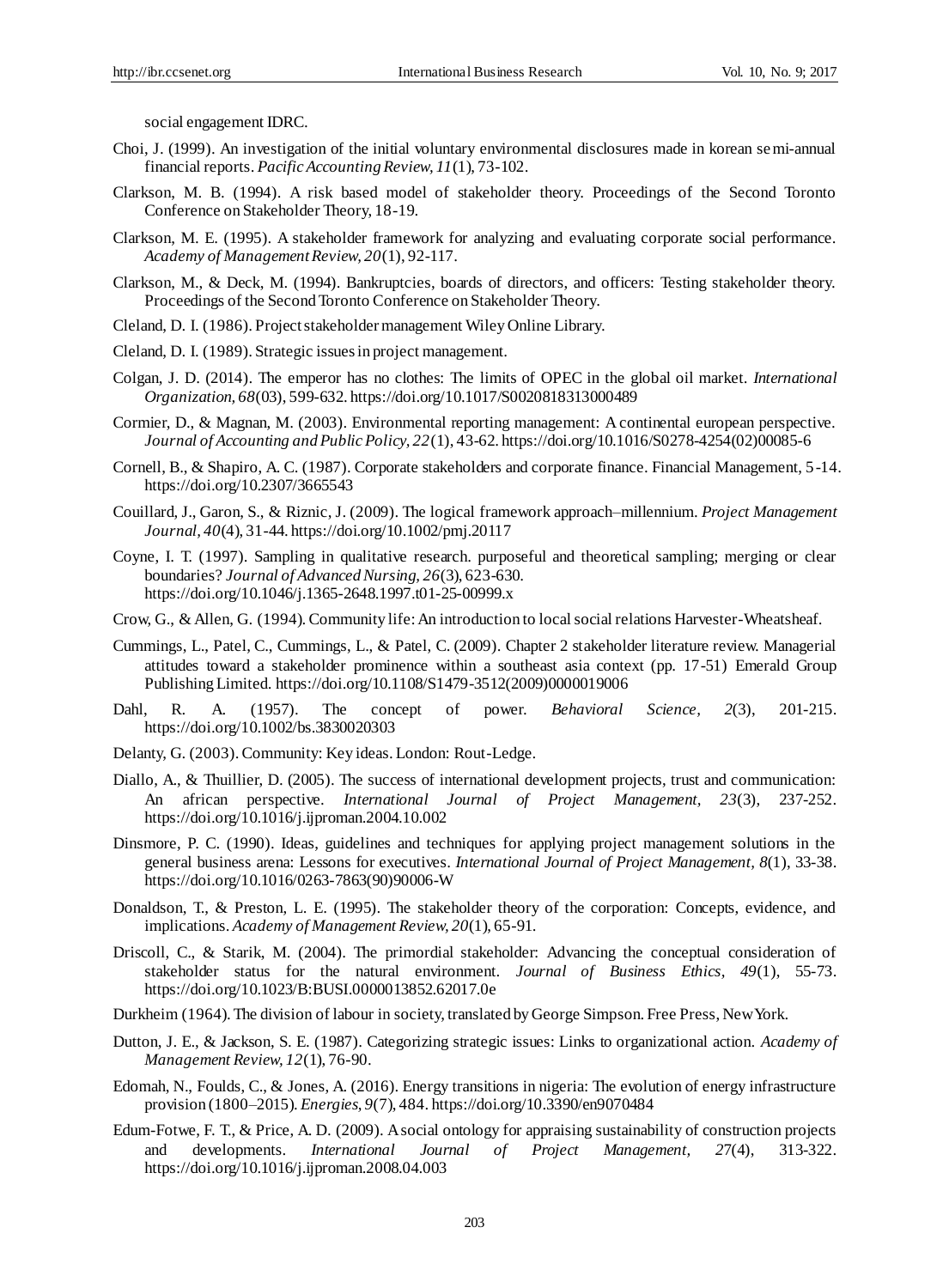social engagement IDRC.

Choi, J. (1999). An investigation of the initial voluntary environmental disclosures made in korean semi-annual financial reports. *Pacific Accounting Review, 11*(1), 73-102.

Clarkson, M. B. (1994). A risk based model of stakeholder theory. Proceedings of the Second Toronto Conference on Stakeholder Theory, 18-19.

Clarkson, M. E. (1995). A stakeholder framework for analyzing and evaluating corporate social performance. *Academy of Management Review, 20*(1), 92-117.

Clarkson, M., & Deck, M. (1994). Bankruptcies, boards of directors, and officers: Testing stakeholder theory. Proceedings of the Second Toronto Conference on Stakeholder Theory.

Cleland, D. I. (1986). Project stakeholder management Wiley Online Library.

Cleland, D. I. (1989). Strategic issues in project management.

Colgan, J. D. (2014). The emperor has no clothes: The limits of OPEC in the global oil market. *International Organization, 68*(03), 599-632. https://doi.org/10.1017/S0020818313000489

Cormier, D., & Magnan, M. (2003). Environmental reporting management: A continental european perspective. *Journal of Accounting and Public Policy, 22*(1), 43-62. https://doi.org/10.1016/S0278-4254(02)00085-6

Cornell, B., & Shapiro, A. C. (1987). Corporate stakeholders and corporate finance. Financial Management, 5-14. https://doi.org/10.2307/3665543

Couillard, J., Garon, S., & Riznic, J. (2009). The logical framework approach–millennium. *Project Management Journal, 40*(4), 31-44. https://doi.org/10.1002/pmj.20117

Coyne, I. T. (1997). Sampling in qualitative research. purposeful and theoretical sampling; merging or clear boundaries? *Journal of Advanced Nursing, 26*(3), 623-630. https://doi.org/10.1046/j.1365-2648.1997.t01-25-00999.x

Crow, G., & Allen, G. (1994). Community life: An introduction to local social relations Harvester-Wheatsheaf.

Cummings, L., Patel, C., Cummings, L., & Patel, C. (2009). Chapter 2 stakeholder literature review. Managerial attitudes toward a stakeholder prominence within a southeast asia context (pp. 17-51) Emerald Group Publishing Limited. https://doi.org/10.1108/S1479-3512(2009)0000019006

Dahl, R. A. (1957). The concept of power. *Behavioral Science, 2*(3), 201-215. https://doi.org/10.1002/bs.3830020303

Delanty, G. (2003). Community: Key ideas. London: Rout-Ledge.

Diallo, A., & Thuillier, D. (2005). The success of international development projects, trust and communication: An african perspective. *International Journal of Project Management, 23*(3), 237-252. https://doi.org/10.1016/j.ijproman.2004.10.002

Dinsmore, P. C. (1990). Ideas, guidelines and techniques for applying project management solutions in the general business arena: Lessons for executives. *International Journal of Project Management, 8*(1), 33-38. https://doi.org/10.1016/0263-7863(90)90006-W

Donaldson, T., & Preston, L. E. (1995). The stakeholder theory of the corporation: Concepts, evidence, and implications. *Academy of Management Review, 20*(1), 65-91.

Driscoll, C., & Starik, M. (2004). The primordial stakeholder: Advancing the conceptual consideration of stakeholder status for the natural environment. *Journal of Business Ethics, 49*(1), 55-73. https://doi.org/10.1023/B:BUSI.0000013852.62017.0e

Durkheim (1964). The division of labour in society, translated by George Simpson. Free Press, New York.

Dutton, J. E., & Jackson, S. E. (1987). Categorizing strategic issues: Links to organizational action. *Academy of Management Review, 12*(1), 76-90.

Edomah, N., Foulds, C., & Jones, A. (2016). Energy transitions in nigeria: The evolution of energy infrastructure provision (1800–2015). *Energies, 9*(7), 484. https://doi.org/10.3390/en9070484

Edum-Fotwe, F. T., & Price, A. D. (2009). A social ontology for appraising sustainability of construction projects and developments. *International Journal of Project Management, 27*(4), 313-322. https://doi.org/10.1016/j.ijproman.2008.04.003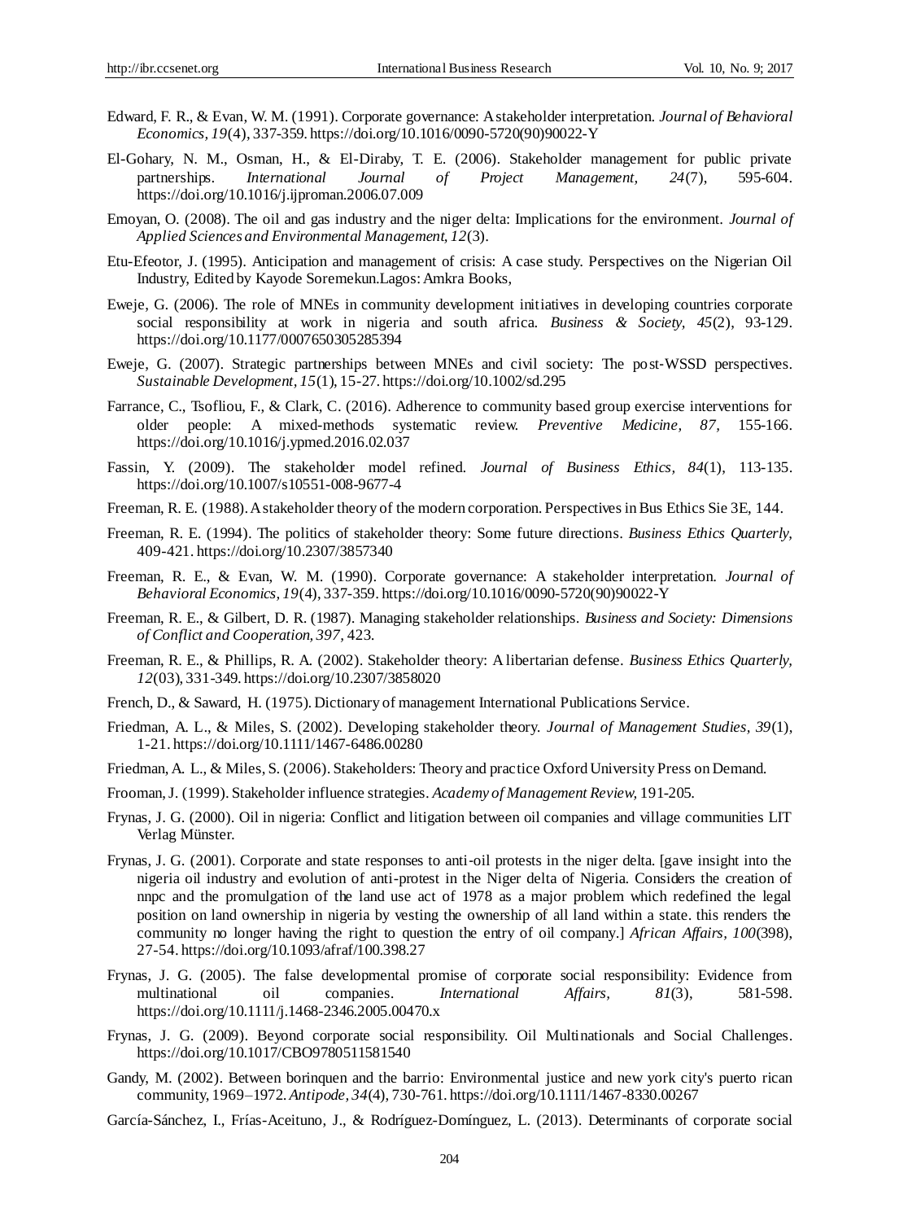Edward, F. R., & Evan, W. M. (1991). Corporate governance: A stakeholder interpretation. *Journal of Behavioral Economics, 19*(4), 337-359. https://doi.org/10.1016/0090-5720(90)90022-Y

El-Gohary, N. M., Osman, H., & El-Diraby, T. E. (2006). Stakeholder management for public private partnerships. *International Journal of Project Management, 24*(7), 595-604. https://doi.org/10.1016/j.ijproman.2006.07.009

Emoyan, O. (2008). The oil and gas industry and the niger delta: Implications for the environment. *Journal of Applied Sciences and Environmental Management, 12*(3).

Etu-Efeotor, J. (1995). Anticipation and management of crisis: A case study. Perspectives on the Nigerian Oil Industry, Edited by Kayode Soremekun.Lagos: Amkra Books,

Eweje, G. (2006). The role of MNEs in community development initiatives in developing countries corporate social responsibility at work in nigeria and south africa. *Business & Society, 45*(2), 93-129. https://doi.org/10.1177/0007650305285394

Eweje, G. (2007). Strategic partnerships between MNEs and civil society: The post-WSSD perspectives. *Sustainable Development, 15*(1), 15-27. https://doi.org/10.1002/sd.295

Farrance, C., Tsofliou, F., & Clark, C. (2016). Adherence to community based group exercise interventions for older people: A mixed-methods systematic review. *Preventive Medicine, 87*, 155-166. https://doi.org/10.1016/j.ypmed.2016.02.037

Fassin, Y. (2009). The stakeholder model refined. *Journal of Business Ethics, 84*(1), 113-135. https://doi.org/10.1007/s10551-008-9677-4

Freeman, R. E. (1988). A stakeholder theory of the modern corporation. Perspectives in Bus Ethics Sie 3E, 144.

Freeman, R. E. (1994). The politics of stakeholder theory: Some future directions. *Business Ethics Quarterly*, 409-421. https://doi.org/10.2307/3857340

Freeman, R. E., & Evan, W. M. (1990). Corporate governance: A stakeholder interpretation. *Journal of Behavioral Economics, 19*(4), 337-359. https://doi.org/10.1016/0090-5720(90)90022-Y

Freeman, R. E., & Gilbert, D. R. (1987). Managing stakeholder relationships. *Business and Society: Dimensions of Conflict and Cooperation, 397*, 423.

Freeman, R. E., & Phillips, R. A. (2002). Stakeholder theory: A libertarian defense. *Business Ethics Quarterly, 12*(03), 331-349. https://doi.org/10.2307/3858020

French, D., & Saward, H. (1975). Dictionary of management International Publications Service.

Friedman, A. L., & Miles, S. (2002). Developing stakeholder theory. *Journal of Management Studies, 39*(1), 1-21. https://doi.org/10.1111/1467-6486.00280

Friedman, A. L., & Miles, S. (2006). Stakeholders: Theory and practice Oxford University Press on Demand.

Frooman, J. (1999). Stakeholder influence strategies. *Academy of Management Review*, 191-205.

Frynas, J. G. (2000). Oil in nigeria: Conflict and litigation between oil companies and village communities LIT Verlag Münster.

Frynas, J. G. (2001). Corporate and state responses to anti-oil protests in the niger delta. [gave insight into the nigeria oil industry and evolution of anti-protest in the Niger delta of Nigeria. Considers the creation of nnpc and the promulgation of the land use act of 1978 as a major problem which redefined the legal position on land ownership in nigeria by vesting the ownership of all land within a state. this renders the community no longer having the right to question the entry of oil company.] *African Affairs, 100*(398), 27-54. https://doi.org/10.1093/afraf/100.398.27

Frynas, J. G. (2005). The false developmental promise of corporate social responsibility: Evidence from multinational oil companies. *International Affairs, 81*(3), 581-598. https://doi.org/10.1111/j.1468-2346.2005.00470.x

Frynas, J. G. (2009). Beyond corporate social responsibility. Oil Multinationals and Social Challenges. https://doi.org/10.1017/CBO9780511581540

Gandy, M. (2002). Between borinquen and the barrio: Environmental justice and new york city's puerto rican community, 1969–1972. *Antipode, 34*(4), 730-761. https://doi.org/10.1111/1467-8330.00267

García-Sánchez, I., Frías-Aceituno, J., & Rodríguez-Domínguez, L. (2013). Determinants of corporate social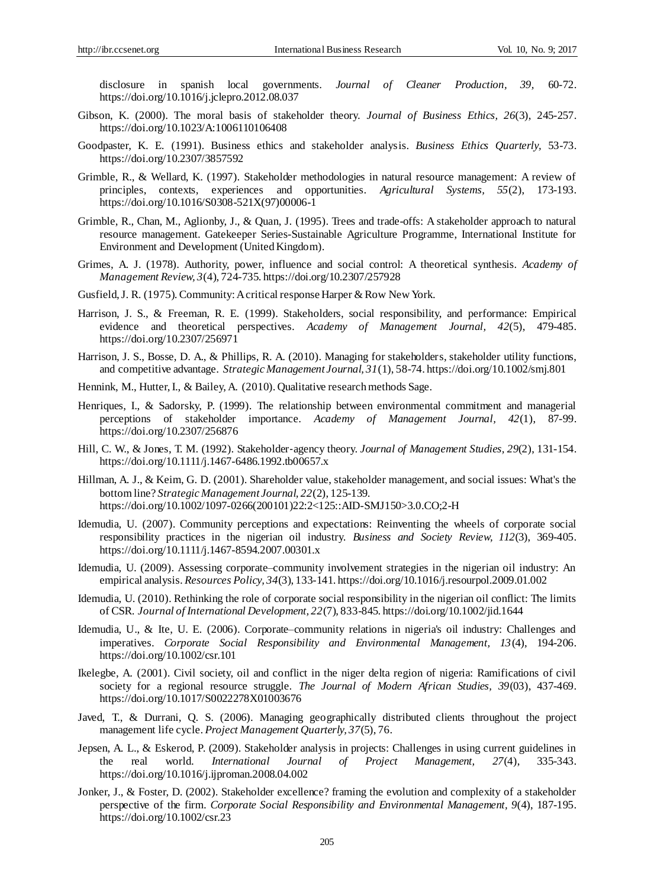disclosure in spanish local governments. *Journal of Cleaner Production, 39*, 60-72. https://doi.org/10.1016/j.jclepro.2012.08.037

Gibson, K. (2000). The moral basis of stakeholder theory. *Journal of Business Ethics, 26*(3), 245-257. https://doi.org/10.1023/A:1006110106408

Goodpaster, K. E. (1991). Business ethics and stakeholder analysis. *Business Ethics Quarterly*, 53-73. https://doi.org/10.2307/3857592

Grimble, R., & Wellard, K. (1997). Stakeholder methodologies in natural resource management: A review of principles, contexts, experiences and opportunities. *Agricultural Systems, 55*(2), 173-193. https://doi.org/10.1016/S0308-521X(97)00006-1

Grimble, R., Chan, M., Aglionby, J., & Quan, J. (1995). Trees and trade-offs: A stakeholder approach to natural resource management. Gatekeeper Series-Sustainable Agriculture Programme, International Institute for Environment and Development (United Kingdom).

Grimes, A. J. (1978). Authority, power, influence and social control: A theoretical synthesis. *Academy of Management Review, 3*(4), 724-735. https://doi.org/10.2307/257928

Gusfield, J. R. (1975). Community: A critical response Harper & Row New York.

Harrison, J. S., & Freeman, R. E. (1999). Stakeholders, social responsibility, and performance: Empirical evidence and theoretical perspectives. *Academy of Management Journal, 42*(5), 479-485. https://doi.org/10.2307/256971

Harrison, J. S., Bosse, D. A., & Phillips, R. A. (2010). Managing for stakeholders, stakeholder utility functions, and competitive advantage. *Strategic Management Journal, 31*(1), 58-74. https://doi.org/10.1002/smj.801

Hennink, M., Hutter, I., & Bailey, A. (2010). Qualitative research methods Sage.

Henriques, I., & Sadorsky, P. (1999). The relationship between environmental commitment and managerial perceptions of stakeholder importance. *Academy of Management Journal, 42*(1), 87-99. https://doi.org/10.2307/256876

Hill, C. W., & Jones, T. M. (1992). Stakeholder-agency theory. *Journal of Management Studies, 29*(2), 131-154. https://doi.org/10.1111/j.1467-6486.1992.tb00657.x

Hillman, A. J., & Keim, G. D. (2001). Shareholder value, stakeholder management, and social issues: What's the bottom line? *Strategic Management Journal, 22*(2), 125-139. https://doi.org/10.1002/1097-0266(200101)22:2<125::AID-SMJ150>3.0.CO;2-H

Idemudia, U. (2007). Community perceptions and expectations: Reinventing the wheels of corporate social responsibility practices in the nigerian oil industry. *Business and Society Review, 112*(3), 369-405. https://doi.org/10.1111/j.1467-8594.2007.00301.x

Idemudia, U. (2009). Assessing corporate–community involvement strategies in the nigerian oil industry: An empirical analysis. *Resources Policy, 34*(3), 133-141. https://doi.org/10.1016/j.resourpol.2009.01.002

Idemudia, U. (2010). Rethinking the role of corporate social responsibility in the nigerian oil conflict: The limits of CSR. *Journal of International Development, 22*(7), 833-845. https://doi.org/10.1002/jid.1644

Idemudia, U., & Ite, U. E. (2006). Corporate–community relations in nigeria's oil industry: Challenges and imperatives. *Corporate Social Responsibility and Environmental Management, 13*(4), 194-206. https://doi.org/10.1002/csr.101

Ikelegbe, A. (2001). Civil society, oil and conflict in the niger delta region of nigeria: Ramifications of civil society for a regional resource struggle. *The Journal of Modern African Studies, 39*(03), 437-469. https://doi.org/10.1017/S0022278X01003676

Javed, T., & Durrani, Q. S. (2006). Managing geographically distributed clients throughout the project management life cycle. *Project Management Quarterly, 37*(5), 76.

Jepsen, A. L., & Eskerod, P. (2009). Stakeholder analysis in projects: Challenges in using current guidelines in the real world. *International Journal of Project Management, 27*(4), 335-343. https://doi.org/10.1016/j.ijproman.2008.04.002

Jonker, J., & Foster, D. (2002). Stakeholder excellence? framing the evolution and complexity of a stakeholder perspective of the firm. *Corporate Social Responsibility and Environmental Management, 9*(4), 187-195. https://doi.org/10.1002/csr.23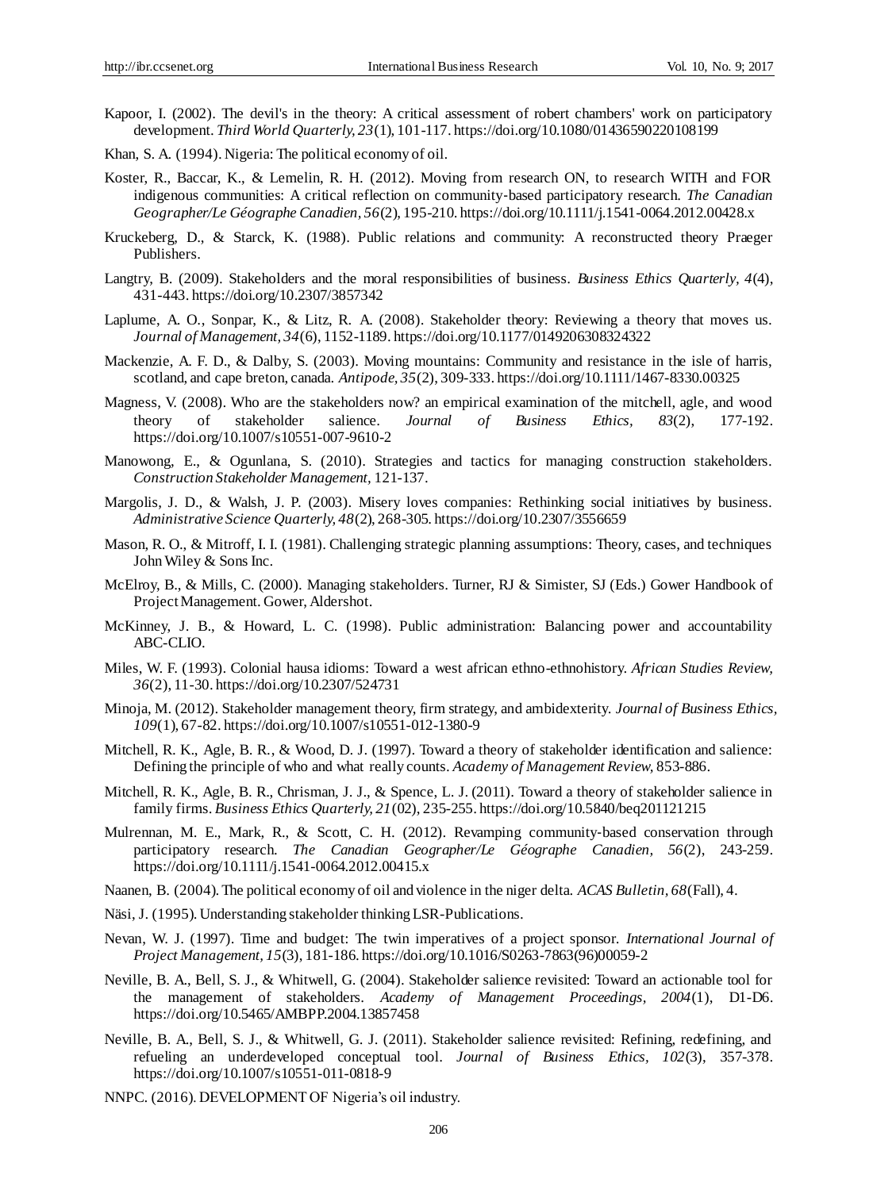Kapoor, I. (2002). The devil's in the theory: A critical assessment of robert chambers' work on participatory development. *Third World Quarterly, 23*(1), 101-117. https://doi.org/10.1080/01436590220108199

Khan, S. A. (1994). Nigeria: The political economy of oil.

Koster, R., Baccar, K., & Lemelin, R. H. (2012). Moving from research ON, to research WITH and FOR indigenous communities: A critical reflection on community-based participatory research. *The Canadian Geographer/Le Géographe Canadien, 56*(2), 195-210. https://doi.org/10.1111/j.1541-0064.2012.00428.x

Kruckeberg, D., & Starck, K. (1988). Public relations and community: A reconstructed theory Praeger Publishers.

Langtry, B. (2009). Stakeholders and the moral responsibilities of business. *Business Ethics Quarterly, 4*(4), 431-443. https://doi.org/10.2307/3857342

Laplume, A. O., Sonpar, K., & Litz, R. A. (2008). Stakeholder theory: Reviewing a theory that moves us. *Journal of Management, 34*(6), 1152-1189. https://doi.org/10.1177/0149206308324322

Mackenzie, A. F. D., & Dalby, S. (2003). Moving mountains: Community and resistance in the isle of harris, scotland, and cape breton, canada. *Antipode, 35*(2), 309-333. https://doi.org/10.1111/1467-8330.00325

Magness, V. (2008). Who are the stakeholders now? an empirical examination of the mitchell, agle, and wood theory of stakeholder salience. *Journal of Business Ethics, 83*(2), 177-192. https://doi.org/10.1007/s10551-007-9610-2

Manowong, E., & Ogunlana, S. (2010). Strategies and tactics for managing construction stakeholders. *Construction Stakeholder Management,* 121-137.

Margolis, J. D., & Walsh, J. P. (2003). Misery loves companies: Rethinking social initiatives by business. *Administrative Science Quarterly, 48*(2), 268-305. https://doi.org/10.2307/3556659

Mason, R. O., & Mitroff, I. I. (1981). Challenging strategic planning assumptions: Theory, cases, and techniques John Wiley & Sons Inc.

McElroy, B., & Mills, C. (2000). Managing stakeholders. Turner, RJ & Simister, SJ (Eds.) Gower Handbook of Project Management. Gower, Aldershot.

McKinney, J. B., & Howard, L. C. (1998). Public administration: Balancing power and accountability ABC-CLIO.

Miles, W. F. (1993). Colonial hausa idioms: Toward a west african ethno-ethnohistory. *African Studies Review, 36*(2), 11-30. https://doi.org/10.2307/524731

Minoja, M. (2012). Stakeholder management theory, firm strategy, and ambidexterity. *Journal of Business Ethics, 109*(1), 67-82. https://doi.org/10.1007/s10551-012-1380-9

Mitchell, R. K., Agle, B. R., & Wood, D. J. (1997). Toward a theory of stakeholder identification and salience: Defining the principle of who and what really counts. *Academy of Management Review,* 853-886.

Mitchell, R. K., Agle, B. R., Chrisman, J. J., & Spence, L. J. (2011). Toward a theory of stakeholder salience in family firms. *Business Ethics Quarterly, 21*(02), 235-255. https://doi.org/10.5840/beq201121215

Mulrennan, M. E., Mark, R., & Scott, C. H. (2012). Revamping community-based conservation through participatory research. *The Canadian Geographer/Le Géographe Canadien, 56*(2), 243-259. https://doi.org/10.1111/j.1541-0064.2012.00415.x

Naanen, B. (2004). The political economy of oil and violence in the niger delta. *ACAS Bulletin, 68*(Fall), 4.

Näsi, J. (1995). Understanding stakeholder thinking LSR-Publications.

Nevan, W. J. (1997). Time and budget: The twin imperatives of a project sponsor. *International Journal of Project Management, 15*(3), 181-186. https://doi.org/10.1016/S0263-7863(96)00059-2

Neville, B. A., Bell, S. J., & Whitwell, G. (2004). Stakeholder salience revisited: Toward an actionable tool for the management of stakeholders. *Academy of Management Proceedings, 2004*(1), D1-D6. https://doi.org/10.5465/AMBPP.2004.13857458

Neville, B. A., Bell, S. J., & Whitwell, G. J. (2011). Stakeholder salience revisited: Refining, redefining, and refueling an underdeveloped conceptual tool. *Journal of Business Ethics, 102*(3), 357-378. https://doi.org/10.1007/s10551-011-0818-9

NNPC. (2016). DEVELOPMENT OF Nigeria's oil industry.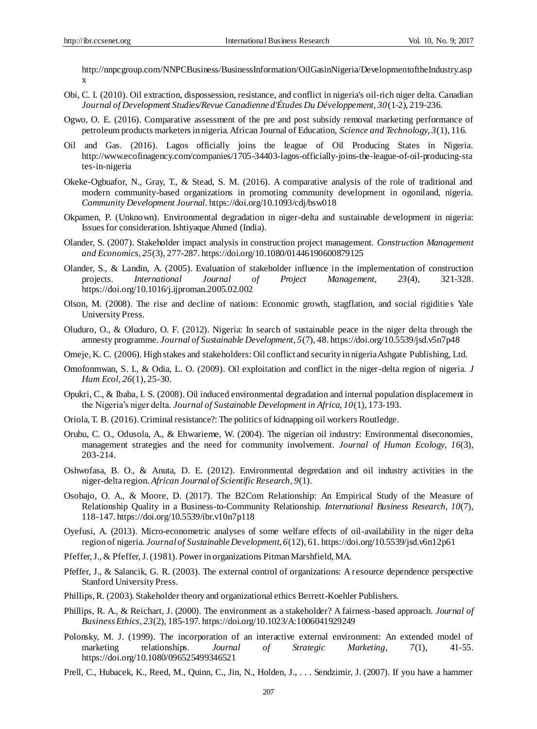http://nnpcgroup.com/NNPCBusiness/BusinessInformation/OilGasinNigeria/DevelopmentoftheIndustry.aspx

Obi, C. I. (2010). Oil extraction, dispossession, resistance, and conflict in nigeria's oil-rich niger delta. Canadian *Journal of Development Studies/Revue Canadienne d'Études Du Développement, 30*(1-2), 219-236.

Ogwo, O. E. (2016). Comparative assessment of the pre and post subsidy removal marketing performance of petroleum products marketers in nigeria. African Journal of Education, *Science and Technology, 3*(1), 116.

Oil and Gas. (2016). Lagos officially joins the league of Oil Producing States in Nigeria. http://www.ecofinagency.com/companies/1705-34403-lagos-officially-joins-the-league-of-oil-producing-states-in-nigeria

Okeke-Ogbuafor, N., Gray, T., & Stead, S. M. (2016). A comparative analysis of the role of traditional and modern community-based organizations in promoting community development in ogoniland, nigeria. *Community Development Journal*. https://doi.org/10.1093/cdj/bsw018

Okpamen, P. (Unknown). Environmental degradation in niger-delta and sustainable development in nigeria: Issues for consideration. Ishtiyaque Ahmed (India).

Olander, S. (2007). Stakeholder impact analysis in construction project management. *Construction Management and Economics, 25*(3), 277-287. https://doi.org/10.1080/01446190600879125

Olander, S., & Landin, A. (2005). Evaluation of stakeholder influence in the implementation of construction projects. *International Journal of Project Management, 23*(4), 321-328. https://doi.org/10.1016/j.ijproman.2005.02.002

Olson, M. (2008). The rise and decline of nations: Economic growth, stagflation, and social rigidities Yale University Press.

Oluduro, O., & Oluduro, O. F. (2012). Nigeria: In search of sustainable peace in the niger delta through the amnesty programme. *Journal of Sustainable Development, 5*(7), 48. https://doi.org/10.5539/jsd.v5n7p48

Omeje, K. C. (2006). High stakes and stakeholders: Oil conflict and security in nigeria Ashgate Publishing, Ltd.

Omofonmwan, S. I., & Odia, L. O. (2009). Oil exploitation and conflict in the niger-delta region of nigeria. *J Hum Ecol, 26*(1), 25-30.

Opukri, C., & Ibaba, I. S. (2008). Oil induced environmental degradation and internal population displacement in the Nigeria's niger delta. *Journal of Sustainable Development in Africa, 10*(1), 173-193.

Oriola, T. B. (2016). Criminal resistance?: The politics of kidnapping oil workers Routledge.

Orubu, C. O., Odusola, A., & Ehwarieme, W. (2004). The nigerian oil industry: Environmental diseconomies, management strategies and the need for community involvement. *Journal of Human Ecology, 16*(3), 203-214.

Oshwofasa, B. O., & Anuta, D. E. (2012). Environmental degredation and oil industry activities in the niger-delta region. *African Journal of Scientific Research, 9*(1).

Osobajo, O. A., & Moore, D. (2017). The B2Com Relationship: An Empirical Study of the Measure of Relationship Quality in a Business-to-Community Relationship. *International Business Research, 10*(7), 118-147. https://doi.org/10.5539/ibr.v10n7p118

Oyefusi, A. (2013). Micro-econometric analyses of some welfare effects of oil-availability in the niger delta region of nigeria. *Journal of Sustainable Development, 6*(12), 61. https://doi.org/10.5539/jsd.v6n12p61

Pfeffer, J., & Pfeffer, J. (1981). Power in organizations Pitman Marshfield, MA.

Pfeffer, J., & Salancik, G. R. (2003). The external control of organizations: A resource dependence perspective Stanford University Press.

Phillips, R. (2003). Stakeholder theory and organizational ethics Berrett-Koehler Publishers.

Phillips, R. A., & Reichart, J. (2000). The environment as a stakeholder? A fairness-based approach. *Journal of Business Ethics, 23*(2), 185-197. https://doi.org/10.1023/A:1006041929249

Polonsky, M. J. (1999). The incorporation of an interactive external environment: An extended model of marketing relationships. *Journal of Strategic Marketing, 7*(1), 41-55. https://doi.org/10.1080/096525499346521

Prell, C., Hubacek, K., Reed, M., Quinn, C., Jin, N., Holden, J., . . . Sendzimir, J. (2007). If you have a hammer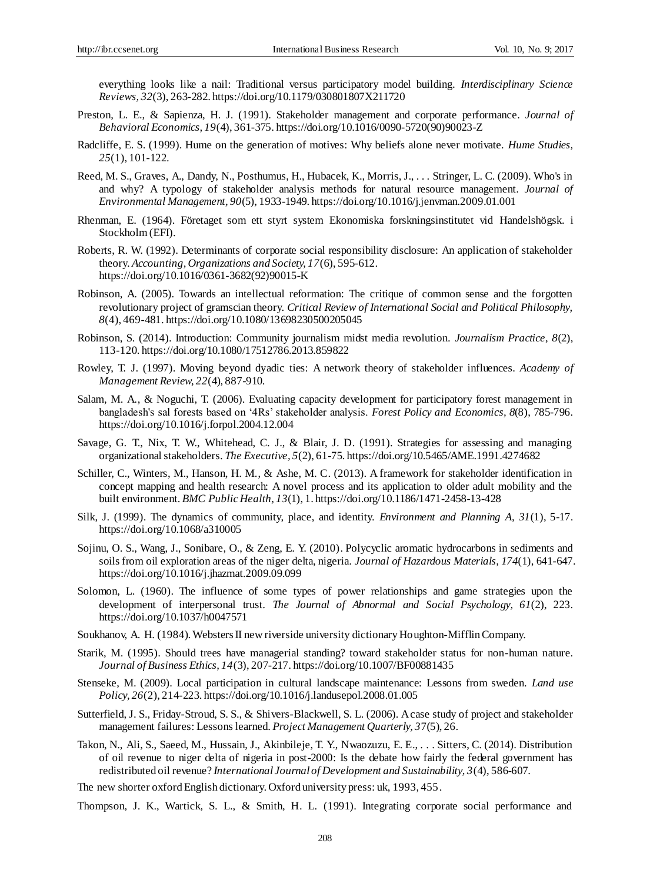everything looks like a nail: Traditional versus participatory model building. *Interdisciplinary Science Reviews, 32*(3), 263-282. https://doi.org/10.1179/030801807X211720

Preston, L. E., & Sapienza, H. J. (1991). Stakeholder management and corporate performance. *Journal of Behavioral Economics, 19*(4), 361-375. https://doi.org/10.1016/0090-5720(90)90023-Z

Radcliffe, E. S. (1999). Hume on the generation of motives: Why beliefs alone never motivate. *Hume Studies, 25*(1), 101-122.

Reed, M. S., Graves, A., Dandy, N., Posthumus, H., Hubacek, K., Morris, J., . . . Stringer, L. C. (2009). Who's in and why? A typology of stakeholder analysis methods for natural resource management. *Journal of Environmental Management, 90*(5), 1933-1949. https://doi.org/10.1016/j.jenvman.2009.01.001

Rhenman, E. (1964). Företaget som ett styrt system Ekonomiska forskningsinstitutet vid Handelshögsk. i Stockholm (EFI).

Roberts, R. W. (1992). Determinants of corporate social responsibility disclosure: An application of stakeholder theory. *Accounting, Organizations and Society, 17*(6), 595-612. https://doi.org/10.1016/0361-3682(92)90015-K

Robinson, A. (2005). Towards an intellectual reformation: The critique of common sense and the forgotten revolutionary project of gramscian theory. *Critical Review of International Social and Political Philosophy, 8*(4), 469-481. https://doi.org/10.1080/13698230500205045

Robinson, S. (2014). Introduction: Community journalism midst media revolution. *Journalism Practice, 8*(2), 113-120. https://doi.org/10.1080/17512786.2013.859822

Rowley, T. J. (1997). Moving beyond dyadic ties: A network theory of stakeholder influences. *Academy of Management Review, 22*(4), 887-910.

Salam, M. A., & Noguchi, T. (2006). Evaluating capacity development for participatory forest management in bangladesh's sal forests based on '4Rs' stakeholder analysis. *Forest Policy and Economics, 8*(8), 785-796. https://doi.org/10.1016/j.forpol.2004.12.004

Savage, G. T., Nix, T. W., Whitehead, C. J., & Blair, J. D. (1991). Strategies for assessing and managing organizational stakeholders. *The Executive, 5*(2), 61-75. https://doi.org/10.5465/AME.1991.4274682

Schiller, C., Winters, M., Hanson, H. M., & Ashe, M. C. (2013). A framework for stakeholder identification in concept mapping and health research: A novel process and its application to older adult mobility and the built environment. *BMC Public Health, 13*(1), 1. https://doi.org/10.1186/1471-2458-13-428

Silk, J. (1999). The dynamics of community, place, and identity. *Environment and Planning A, 31*(1), 5-17. https://doi.org/10.1068/a310005

Sojinu, O. S., Wang, J., Sonibare, O., & Zeng, E. Y. (2010). Polycyclic aromatic hydrocarbons in sediments and soils from oil exploration areas of the niger delta, nigeria. *Journal of Hazardous Materials, 174*(1), 641-647. https://doi.org/10.1016/j.jhazmat.2009.09.099

Solomon, L. (1960). The influence of some types of power relationships and game strategies upon the development of interpersonal trust. *The Journal of Abnormal and Social Psychology, 61*(2), 223. https://doi.org/10.1037/h0047571

Soukhanov, A. H. (1984). Websters II new riverside university dictionary Houghton-Mifflin Company.

Starik, M. (1995). Should trees have managerial standing? toward stakeholder status for non-human nature. *Journal of Business Ethics, 14*(3), 207-217. https://doi.org/10.1007/BF00881435

Stenseke, M. (2009). Local participation in cultural landscape maintenance: Lessons from sweden. *Land use Policy, 26*(2), 214-223. https://doi.org/10.1016/j.landusepol.2008.01.005

Sutterfield, J. S., Friday-Stroud, S. S., & Shivers-Blackwell, S. L. (2006). A case study of project and stakeholder management failures: Lessons learned. *Project Management Quarterly, 37*(5), 26.

Takon, N., Ali, S., Saeed, M., Hussain, J., Akinbileje, T. Y., Nwaozuzu, E. E., . . . Sitters, C. (2014). Distribution of oil revenue to niger delta of nigeria in post-2000: Is the debate how fairly the federal government has redistributed oil revenue? *International Journal of Development and Sustainability, 3*(4), 586-607.

The new shorter oxford English dictionary. Oxford university press: uk, 1993, 455.

Thompson, J. K., Wartick, S. L., & Smith, H. L. (1991). Integrating corporate social performance and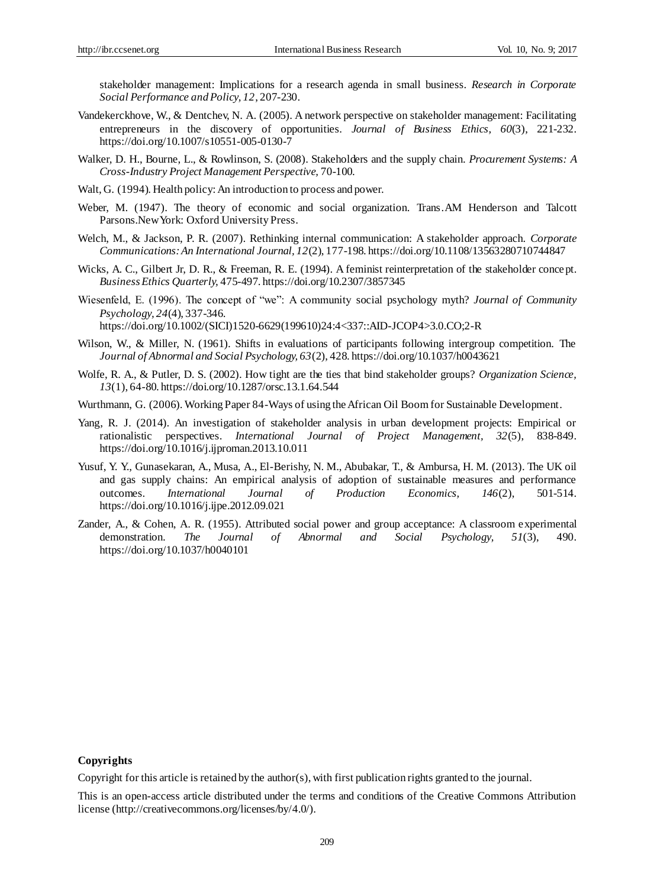stakeholder management: Implications for a research agenda in small business. *Research in Corporate Social Performance and Policy, 12*, 207-230.

Vandekerckhove, W., & Dentchev, N. A. (2005). A network perspective on stakeholder management: Facilitating entrepreneurs in the discovery of opportunities. *Journal of Business Ethics, 60*(3), 221-232. https://doi.org/10.1007/s10551-005-0130-7

Walker, D. H., Bourne, L., & Rowlinson, S. (2008). Stakeholders and the supply chain. *Procurement Systems: A Cross-Industry Project Management Perspective,* 70-100.

Walt, G. (1994). Health policy: An introduction to process and power.

Weber, M. (1947). The theory of economic and social organization. Trans.AM Henderson and Talcott Parsons.New York: Oxford University Press.

Welch, M., & Jackson, P. R. (2007). Rethinking internal communication: A stakeholder approach. *Corporate Communications: An International Journal, 12*(2), 177-198. https://doi.org/10.1108/13563280710744847

Wicks, A. C., Gilbert Jr, D. R., & Freeman, R. E. (1994). A feminist reinterpretation of the stakeholder concept. *Business Ethics Quarterly,* 475-497. https://doi.org/10.2307/3857345

Wiesenfeld, E. (1996). The concept of "we": A community social psychology myth? *Journal of Community Psychology, 24*(4), 337-346. https://doi.org/10.1002/(SICI)1520-6629(199610)24:4<337::AID-JCOP4>3.0.CO;2-R

Wilson, W., & Miller, N. (1961). Shifts in evaluations of participants following intergroup competition. The *Journal of Abnormal and Social Psychology, 63*(2), 428. https://doi.org/10.1037/h0043621

Wolfe, R. A., & Putler, D. S. (2002). How tight are the ties that bind stakeholder groups? *Organization Science, 13*(1), 64-80. https://doi.org/10.1287/orsc.13.1.64.544

Wurthmann, G. (2006). Working Paper 84-Ways of using the African Oil Boom for Sustainable Development.

Yang, R. J. (2014). An investigation of stakeholder analysis in urban development projects: Empirical or rationalistic perspectives. *International Journal of Project Management, 32*(5), 838-849. https://doi.org/10.1016/j.ijproman.2013.10.011

Yusuf, Y. Y., Gunasekaran, A., Musa, A., El-Berishy, N. M., Abubakar, T., & Ambursa, H. M. (2013). The UK oil and gas supply chains: An empirical analysis of adoption of sustainable measures and performance outcomes. *International Journal of Production Economics, 146*(2), 501-514. https://doi.org/10.1016/j.ijpe.2012.09.021

Zander, A., & Cohen, A. R. (1955). Attributed social power and group acceptance: A classroom experimental demonstration. *The Journal of Abnormal and Social Psychology, 51*(3), 490. https://doi.org/10.1037/h0040101

**Copyrights**

Copyright for this article is retained by the author(s), with first publication rights granted to the journal.

This is an open-access article distributed under the terms and conditions of the Creative Commons Attribution license (http://creativecommons.org/licenses/by/4.0/).